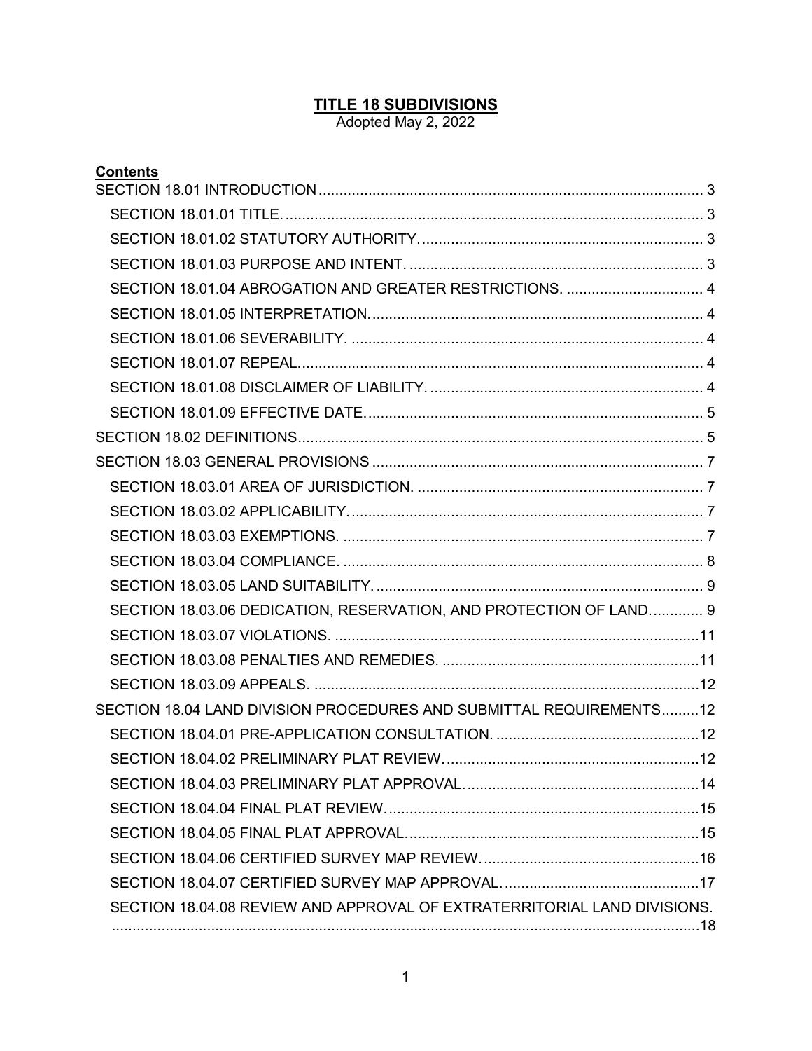# TITLE 18 SUBDIVISIONS

Adopted May 2, 2022

**Contents**

SECTION 18.01 INTRODUCTION .......... 3
- SECTION 18.01.01 TITLE. .......... 3
- SECTION 18.01.02 STATUTORY AUTHORITY. .......... 3
- SECTION 18.01.03 PURPOSE AND INTENT. .......... 3
- SECTION 18.01.04 ABROGATION AND GREATER RESTRICTIONS. .......... 4
- SECTION 18.01.05 INTERPRETATION. .......... 4
- SECTION 18.01.06 SEVERABILITY. .......... 4
- SECTION 18.01.07 REPEAL. .......... 4
- SECTION 18.01.08 DISCLAIMER OF LIABILITY. .......... 4
- SECTION 18.01.09 EFFECTIVE DATE. .......... 5

SECTION 18.02 DEFINITIONS .......... 5

SECTION 18.03 GENERAL PROVISIONS .......... 7
- SECTION 18.03.01 AREA OF JURISDICTION. .......... 7
- SECTION 18.03.02 APPLICABILITY. .......... 7
- SECTION 18.03.03 EXEMPTIONS. .......... 7
- SECTION 18.03.04 COMPLIANCE. .......... 8
- SECTION 18.03.05 LAND SUITABILITY. .......... 9
- SECTION 18.03.06 DEDICATION, RESERVATION, AND PROTECTION OF LAND. .......... 9
- SECTION 18.03.07 VIOLATIONS. .......... 11
- SECTION 18.03.08 PENALTIES AND REMEDIES. .......... 11
- SECTION 18.03.09 APPEALS. .......... 12

SECTION 18.04 LAND DIVISION PROCEDURES AND SUBMITTAL REQUIREMENTS .......... 12
- SECTION 18.04.01 PRE-APPLICATION CONSULTATION. .......... 12
- SECTION 18.04.02 PRELIMINARY PLAT REVIEW. .......... 12
- SECTION 18.04.03 PRELIMINARY PLAT APPROVAL. .......... 14
- SECTION 18.04.04 FINAL PLAT REVIEW. .......... 15
- SECTION 18.04.05 FINAL PLAT APPROVAL. .......... 15
- SECTION 18.04.06 CERTIFIED SURVEY MAP REVIEW. .......... 16
- SECTION 18.04.07 CERTIFIED SURVEY MAP APPROVAL. .......... 17
- SECTION 18.04.08 REVIEW AND APPROVAL OF EXTRATERRITORIAL LAND DIVISIONS. .......... 18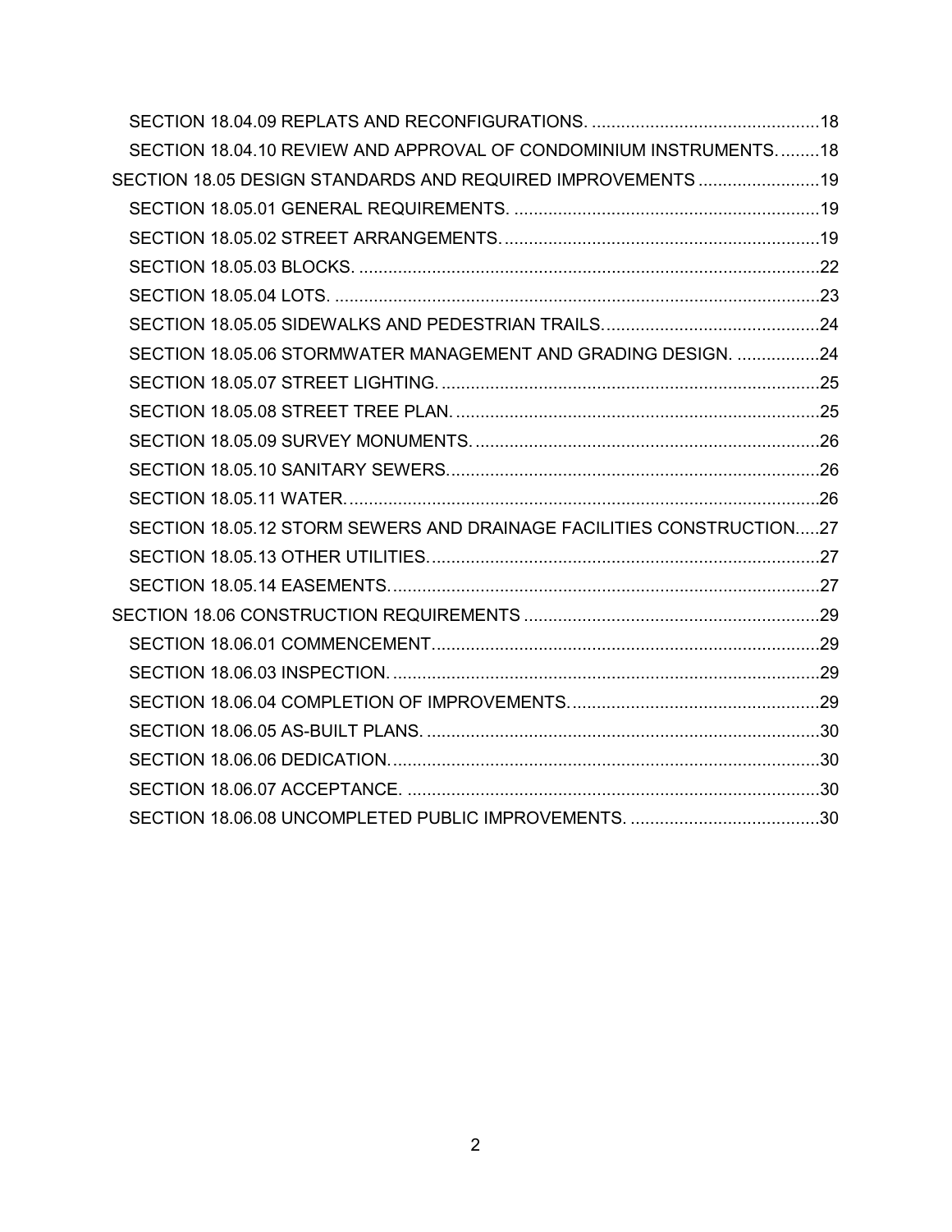SECTION 18.04.09 REPLATS AND RECONFIGURATIONS. ...............................................18

SECTION 18.04.10 REVIEW AND APPROVAL OF CONDOMINIUM INSTRUMENTS. ........18

SECTION 18.05 DESIGN STANDARDS AND REQUIRED IMPROVEMENTS .........................19

SECTION 18.05.01 GENERAL REQUIREMENTS. ...............................................................19

SECTION 18.05.02 STREET ARRANGEMENTS. .................................................................19

SECTION 18.05.03 BLOCKS. ...............................................................................................22

SECTION 18.05.04 LOTS. ....................................................................................................23

SECTION 18.05.05 SIDEWALKS AND PEDESTRIAN TRAILS. ............................................24

SECTION 18.05.06 STORMWATER MANAGEMENT AND GRADING DESIGN. .................24

SECTION 18.05.07 STREET LIGHTING. ..............................................................................25

SECTION 18.05.08 STREET TREE PLAN. ...........................................................................25

SECTION 18.05.09 SURVEY MONUMENTS. .......................................................................26

SECTION 18.05.10 SANITARY SEWERS. ............................................................................26

SECTION 18.05.11 WATER. .................................................................................................26

SECTION 18.05.12 STORM SEWERS AND DRAINAGE FACILITIES CONSTRUCTION.....27

SECTION 18.05.13 OTHER UTILITIES. ................................................................................27

SECTION 18.05.14 EASEMENTS. ........................................................................................27

SECTION 18.06 CONSTRUCTION REQUIREMENTS ............................................................29

SECTION 18.06.01 COMMENCEMENT. ...............................................................................29

SECTION 18.06.03 INSPECTION. ........................................................................................29

SECTION 18.06.04 COMPLETION OF IMPROVEMENTS. ...................................................29

SECTION 18.06.05 AS-BUILT PLANS. .................................................................................30

SECTION 18.06.06 DEDICATION. ........................................................................................30

SECTION 18.06.07 ACCEPTANCE. .....................................................................................30

SECTION 18.06.08 UNCOMPLETED PUBLIC IMPROVEMENTS. .......................................30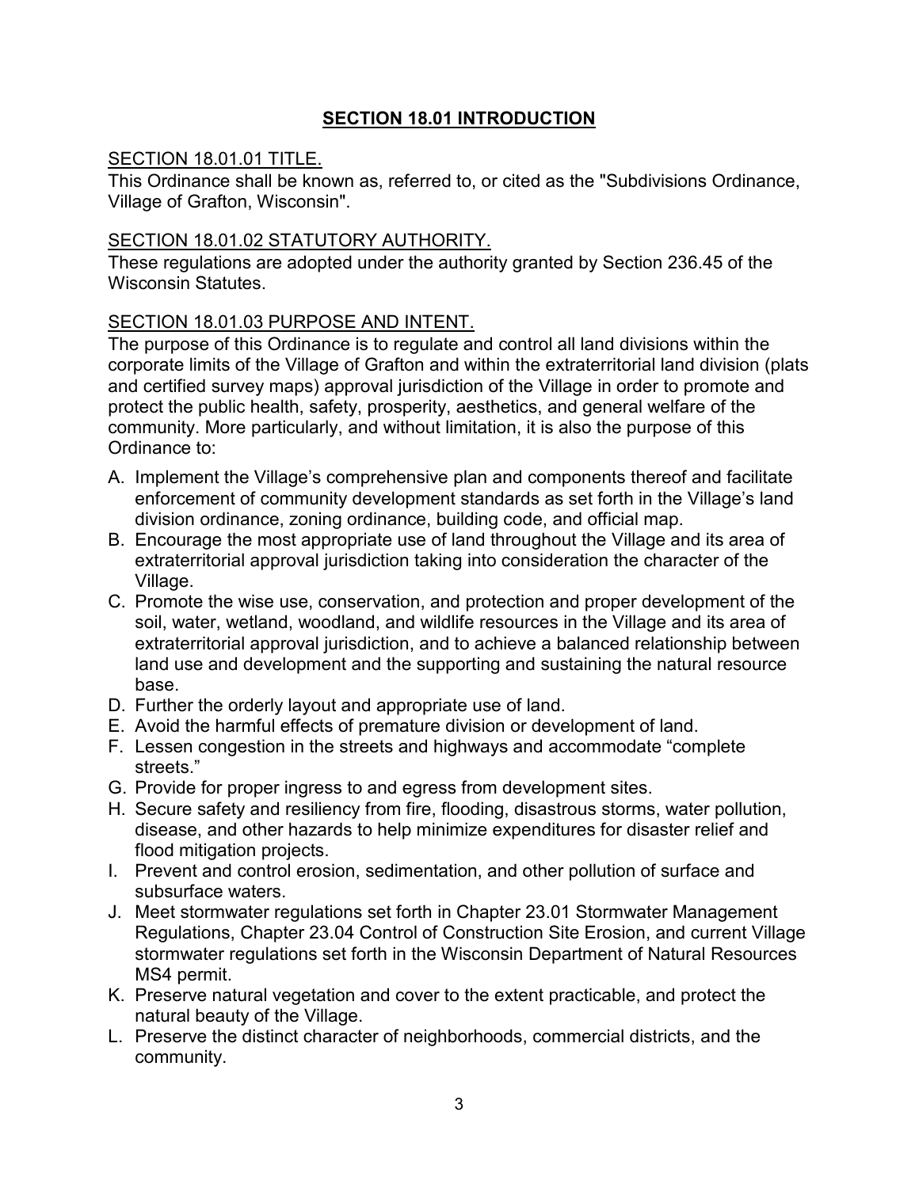## **SECTION 18.01 INTRODUCTION**

SECTION 18.01.01 TITLE.

This Ordinance shall be known as, referred to, or cited as the "Subdivisions Ordinance, Village of Grafton, Wisconsin".

SECTION 18.01.02 STATUTORY AUTHORITY.

These regulations are adopted under the authority granted by Section 236.45 of the Wisconsin Statutes.

SECTION 18.01.03 PURPOSE AND INTENT.

The purpose of this Ordinance is to regulate and control all land divisions within the corporate limits of the Village of Grafton and within the extraterritorial land division (plats and certified survey maps) approval jurisdiction of the Village in order to promote and protect the public health, safety, prosperity, aesthetics, and general welfare of the community. More particularly, and without limitation, it is also the purpose of this Ordinance to:

A. Implement the Village's comprehensive plan and components thereof and facilitate enforcement of community development standards as set forth in the Village's land division ordinance, zoning ordinance, building code, and official map.
B. Encourage the most appropriate use of land throughout the Village and its area of extraterritorial approval jurisdiction taking into consideration the character of the Village.
C. Promote the wise use, conservation, and protection and proper development of the soil, water, wetland, woodland, and wildlife resources in the Village and its area of extraterritorial approval jurisdiction, and to achieve a balanced relationship between land use and development and the supporting and sustaining the natural resource base.
D. Further the orderly layout and appropriate use of land.
E. Avoid the harmful effects of premature division or development of land.
F. Lessen congestion in the streets and highways and accommodate "complete streets."
G. Provide for proper ingress to and egress from development sites.
H. Secure safety and resiliency from fire, flooding, disastrous storms, water pollution, disease, and other hazards to help minimize expenditures for disaster relief and flood mitigation projects.
I. Prevent and control erosion, sedimentation, and other pollution of surface and subsurface waters.
J. Meet stormwater regulations set forth in Chapter 23.01 Stormwater Management Regulations, Chapter 23.04 Control of Construction Site Erosion, and current Village stormwater regulations set forth in the Wisconsin Department of Natural Resources MS4 permit.
K. Preserve natural vegetation and cover to the extent practicable, and protect the natural beauty of the Village.
L. Preserve the distinct character of neighborhoods, commercial districts, and the community.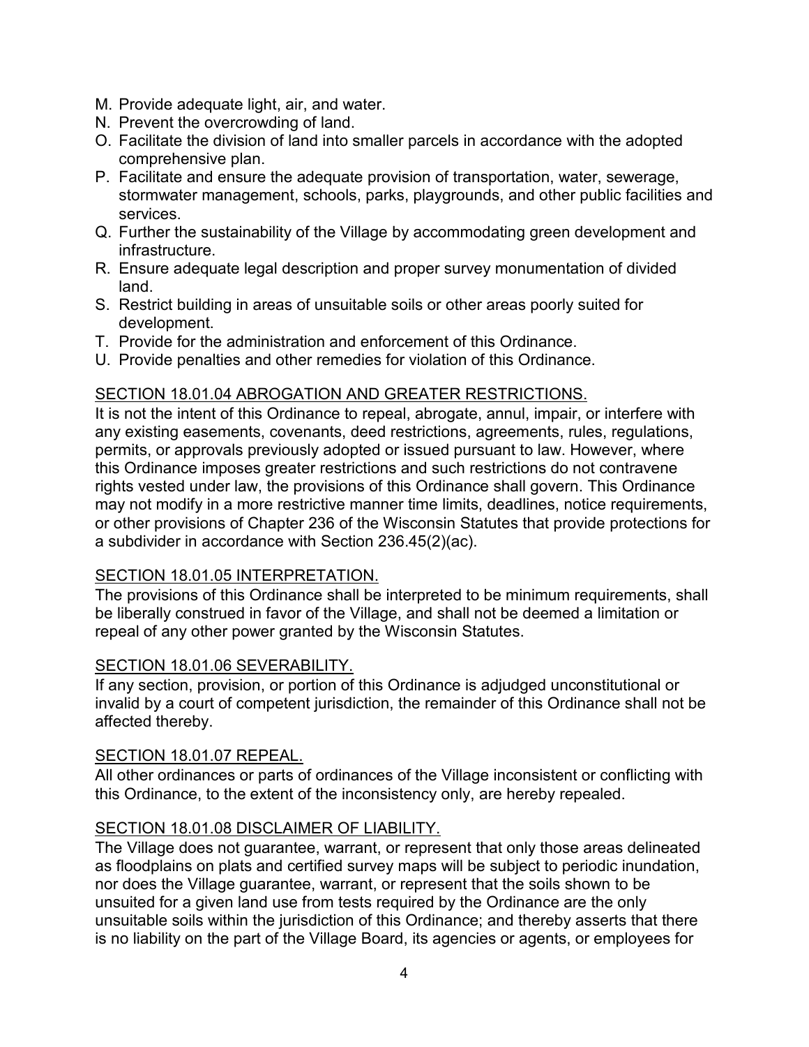M. Provide adequate light, air, and water.
N. Prevent the overcrowding of land.
O. Facilitate the division of land into smaller parcels in accordance with the adopted comprehensive plan.
P. Facilitate and ensure the adequate provision of transportation, water, sewerage, stormwater management, schools, parks, playgrounds, and other public facilities and services.
Q. Further the sustainability of the Village by accommodating green development and infrastructure.
R. Ensure adequate legal description and proper survey monumentation of divided land.
S. Restrict building in areas of unsuitable soils or other areas poorly suited for development.
T. Provide for the administration and enforcement of this Ordinance.
U. Provide penalties and other remedies for violation of this Ordinance.

## SECTION 18.01.04 ABROGATION AND GREATER RESTRICTIONS.

It is not the intent of this Ordinance to repeal, abrogate, annul, impair, or interfere with any existing easements, covenants, deed restrictions, agreements, rules, regulations, permits, or approvals previously adopted or issued pursuant to law. However, where this Ordinance imposes greater restrictions and such restrictions do not contravene rights vested under law, the provisions of this Ordinance shall govern. This Ordinance may not modify in a more restrictive manner time limits, deadlines, notice requirements, or other provisions of Chapter 236 of the Wisconsin Statutes that provide protections for a subdivider in accordance with Section 236.45(2)(ac).

## SECTION 18.01.05 INTERPRETATION.

The provisions of this Ordinance shall be interpreted to be minimum requirements, shall be liberally construed in favor of the Village, and shall not be deemed a limitation or repeal of any other power granted by the Wisconsin Statutes.

## SECTION 18.01.06 SEVERABILITY.

If any section, provision, or portion of this Ordinance is adjudged unconstitutional or invalid by a court of competent jurisdiction, the remainder of this Ordinance shall not be affected thereby.

## SECTION 18.01.07 REPEAL.

All other ordinances or parts of ordinances of the Village inconsistent or conflicting with this Ordinance, to the extent of the inconsistency only, are hereby repealed.

## SECTION 18.01.08 DISCLAIMER OF LIABILITY.

The Village does not guarantee, warrant, or represent that only those areas delineated as floodplains on plats and certified survey maps will be subject to periodic inundation, nor does the Village guarantee, warrant, or represent that the soils shown to be unsuited for a given land use from tests required by the Ordinance are the only unsuitable soils within the jurisdiction of this Ordinance; and thereby asserts that there is no liability on the part of the Village Board, its agencies or agents, or employees for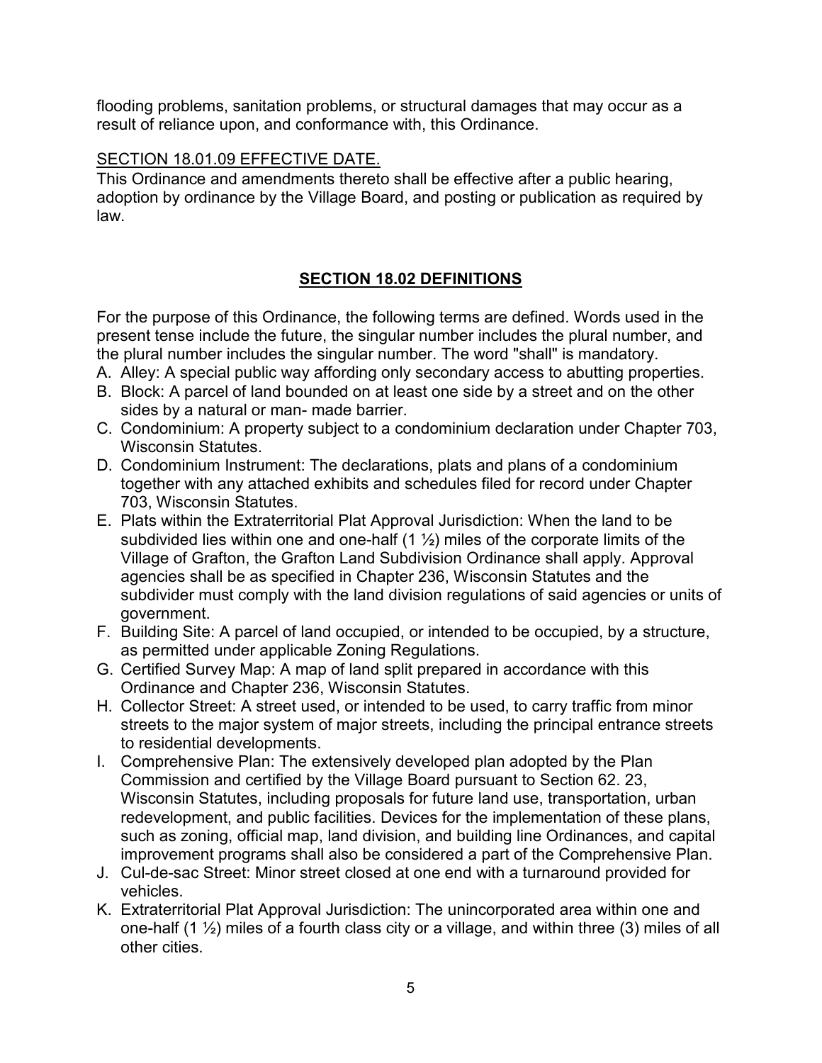flooding problems, sanitation problems, or structural damages that may occur as a result of reliance upon, and conformance with, this Ordinance.

SECTION 18.01.09 EFFECTIVE DATE.

This Ordinance and amendments thereto shall be effective after a public hearing, adoption by ordinance by the Village Board, and posting or publication as required by law.

## SECTION 18.02 DEFINITIONS

For the purpose of this Ordinance, the following terms are defined. Words used in the present tense include the future, the singular number includes the plural number, and the plural number includes the singular number. The word "shall" is mandatory.

A. Alley: A special public way affording only secondary access to abutting properties.
B. Block: A parcel of land bounded on at least one side by a street and on the other sides by a natural or man- made barrier.
C. Condominium: A property subject to a condominium declaration under Chapter 703, Wisconsin Statutes.
D. Condominium Instrument: The declarations, plats and plans of a condominium together with any attached exhibits and schedules filed for record under Chapter 703, Wisconsin Statutes.
E. Plats within the Extraterritorial Plat Approval Jurisdiction: When the land to be subdivided lies within one and one-half (1 ½) miles of the corporate limits of the Village of Grafton, the Grafton Land Subdivision Ordinance shall apply. Approval agencies shall be as specified in Chapter 236, Wisconsin Statutes and the subdivider must comply with the land division regulations of said agencies or units of government.
F. Building Site: A parcel of land occupied, or intended to be occupied, by a structure, as permitted under applicable Zoning Regulations.
G. Certified Survey Map: A map of land split prepared in accordance with this Ordinance and Chapter 236, Wisconsin Statutes.
H. Collector Street: A street used, or intended to be used, to carry traffic from minor streets to the major system of major streets, including the principal entrance streets to residential developments.
I. Comprehensive Plan: The extensively developed plan adopted by the Plan Commission and certified by the Village Board pursuant to Section 62. 23, Wisconsin Statutes, including proposals for future land use, transportation, urban redevelopment, and public facilities. Devices for the implementation of these plans, such as zoning, official map, land division, and building line Ordinances, and capital improvement programs shall also be considered a part of the Comprehensive Plan.
J. Cul-de-sac Street: Minor street closed at one end with a turnaround provided for vehicles.
K. Extraterritorial Plat Approval Jurisdiction: The unincorporated area within one and one-half (1 ½) miles of a fourth class city or a village, and within three (3) miles of all other cities.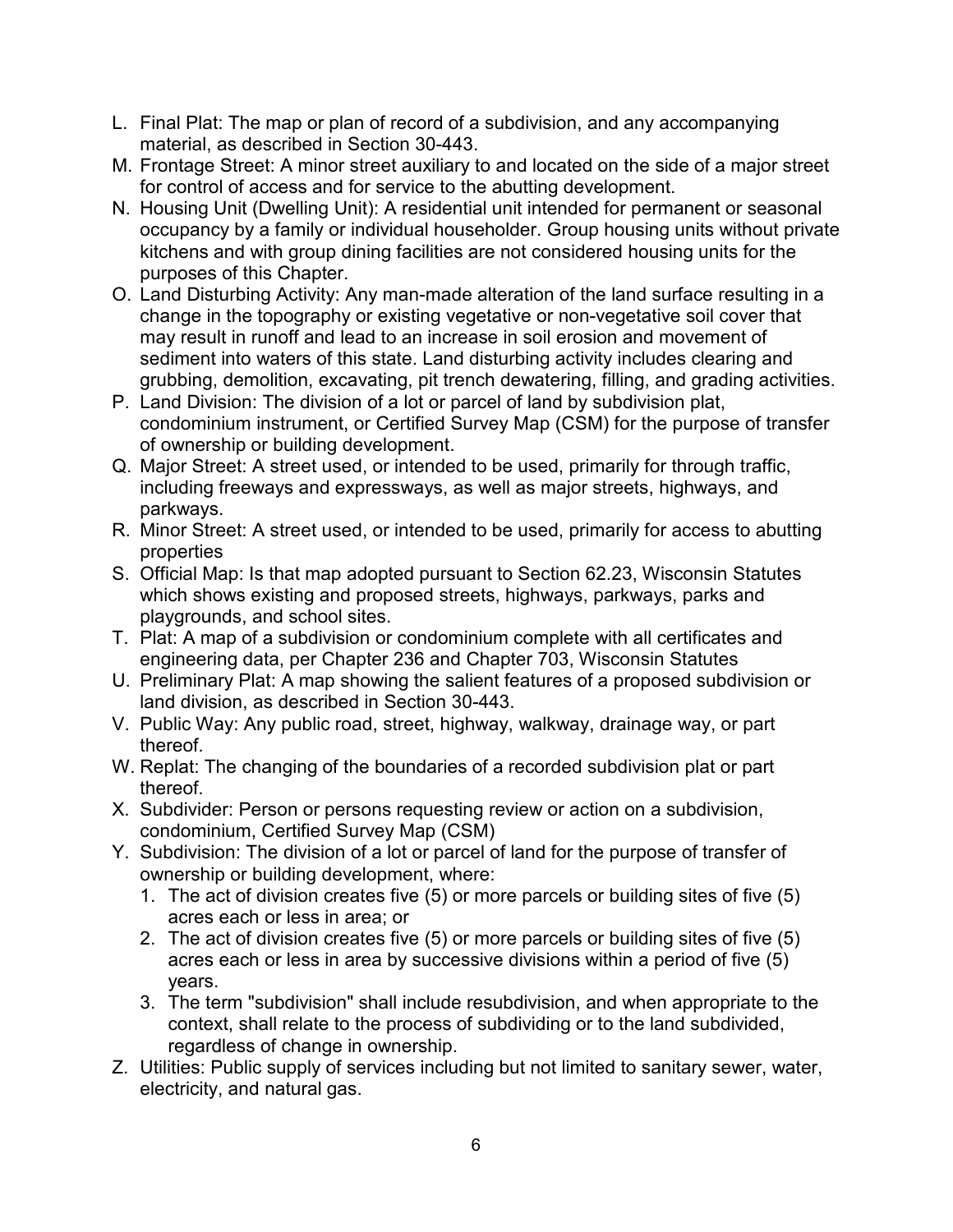L. Final Plat: The map or plan of record of a subdivision, and any accompanying material, as described in Section 30-443.
M. Frontage Street: A minor street auxiliary to and located on the side of a major street for control of access and for service to the abutting development.
N. Housing Unit (Dwelling Unit): A residential unit intended for permanent or seasonal occupancy by a family or individual householder. Group housing units without private kitchens and with group dining facilities are not considered housing units for the purposes of this Chapter.
O. Land Disturbing Activity: Any man-made alteration of the land surface resulting in a change in the topography or existing vegetative or non-vegetative soil cover that may result in runoff and lead to an increase in soil erosion and movement of sediment into waters of this state. Land disturbing activity includes clearing and grubbing, demolition, excavating, pit trench dewatering, filling, and grading activities.
P. Land Division: The division of a lot or parcel of land by subdivision plat, condominium instrument, or Certified Survey Map (CSM) for the purpose of transfer of ownership or building development.
Q. Major Street: A street used, or intended to be used, primarily for through traffic, including freeways and expressways, as well as major streets, highways, and parkways.
R. Minor Street: A street used, or intended to be used, primarily for access to abutting properties
S. Official Map: Is that map adopted pursuant to Section 62.23, Wisconsin Statutes which shows existing and proposed streets, highways, parkways, parks and playgrounds, and school sites.
T. Plat: A map of a subdivision or condominium complete with all certificates and engineering data, per Chapter 236 and Chapter 703, Wisconsin Statutes
U. Preliminary Plat: A map showing the salient features of a proposed subdivision or land division, as described in Section 30-443.
V. Public Way: Any public road, street, highway, walkway, drainage way, or part thereof.
W. Replat: The changing of the boundaries of a recorded subdivision plat or part thereof.
X. Subdivider: Person or persons requesting review or action on a subdivision, condominium, Certified Survey Map (CSM)
Y. Subdivision: The division of a lot or parcel of land for the purpose of transfer of ownership or building development, where:
   1. The act of division creates five (5) or more parcels or building sites of five (5) acres each or less in area; or
   2. The act of division creates five (5) or more parcels or building sites of five (5) acres each or less in area by successive divisions within a period of five (5) years.
   3. The term "subdivision" shall include resubdivision, and when appropriate to the context, shall relate to the process of subdividing or to the land subdivided, regardless of change in ownership.
Z. Utilities: Public supply of services including but not limited to sanitary sewer, water, electricity, and natural gas.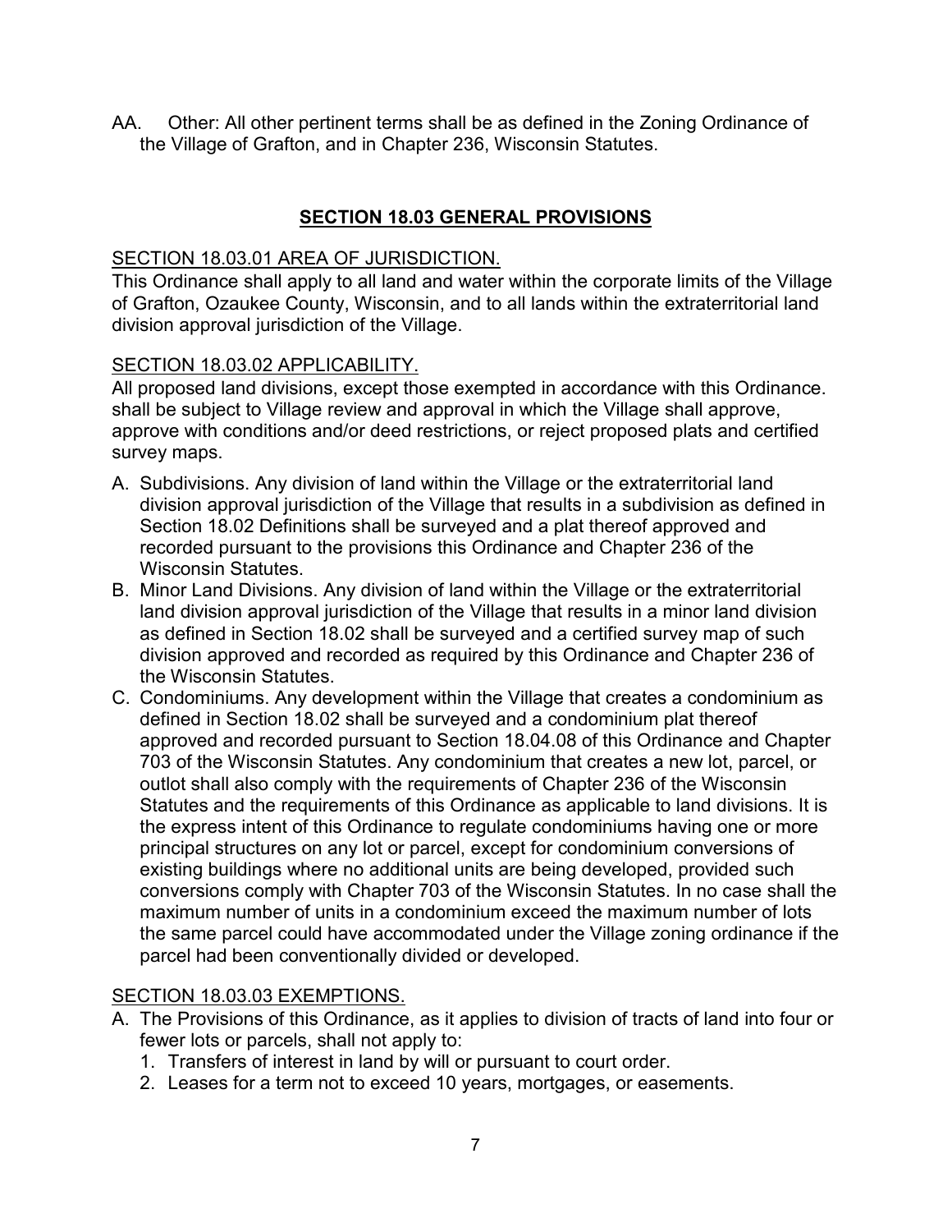AA. Other: All other pertinent terms shall be as defined in the Zoning Ordinance of the Village of Grafton, and in Chapter 236, Wisconsin Statutes.

## SECTION 18.03 GENERAL PROVISIONS

### SECTION 18.03.01 AREA OF JURISDICTION.

This Ordinance shall apply to all land and water within the corporate limits of the Village of Grafton, Ozaukee County, Wisconsin, and to all lands within the extraterritorial land division approval jurisdiction of the Village.

### SECTION 18.03.02 APPLICABILITY.

All proposed land divisions, except those exempted in accordance with this Ordinance. shall be subject to Village review and approval in which the Village shall approve, approve with conditions and/or deed restrictions, or reject proposed plats and certified survey maps.

A. Subdivisions. Any division of land within the Village or the extraterritorial land division approval jurisdiction of the Village that results in a subdivision as defined in Section 18.02 Definitions shall be surveyed and a plat thereof approved and recorded pursuant to the provisions this Ordinance and Chapter 236 of the Wisconsin Statutes.
B. Minor Land Divisions. Any division of land within the Village or the extraterritorial land division approval jurisdiction of the Village that results in a minor land division as defined in Section 18.02 shall be surveyed and a certified survey map of such division approved and recorded as required by this Ordinance and Chapter 236 of the Wisconsin Statutes.
C. Condominiums. Any development within the Village that creates a condominium as defined in Section 18.02 shall be surveyed and a condominium plat thereof approved and recorded pursuant to Section 18.04.08 of this Ordinance and Chapter 703 of the Wisconsin Statutes. Any condominium that creates a new lot, parcel, or outlot shall also comply with the requirements of Chapter 236 of the Wisconsin Statutes and the requirements of this Ordinance as applicable to land divisions. It is the express intent of this Ordinance to regulate condominiums having one or more principal structures on any lot or parcel, except for condominium conversions of existing buildings where no additional units are being developed, provided such conversions comply with Chapter 703 of the Wisconsin Statutes. In no case shall the maximum number of units in a condominium exceed the maximum number of lots the same parcel could have accommodated under the Village zoning ordinance if the parcel had been conventionally divided or developed.

### SECTION 18.03.03 EXEMPTIONS.

A. The Provisions of this Ordinance, as it applies to division of tracts of land into four or fewer lots or parcels, shall not apply to:
   1. Transfers of interest in land by will or pursuant to court order.
   2. Leases for a term not to exceed 10 years, mortgages, or easements.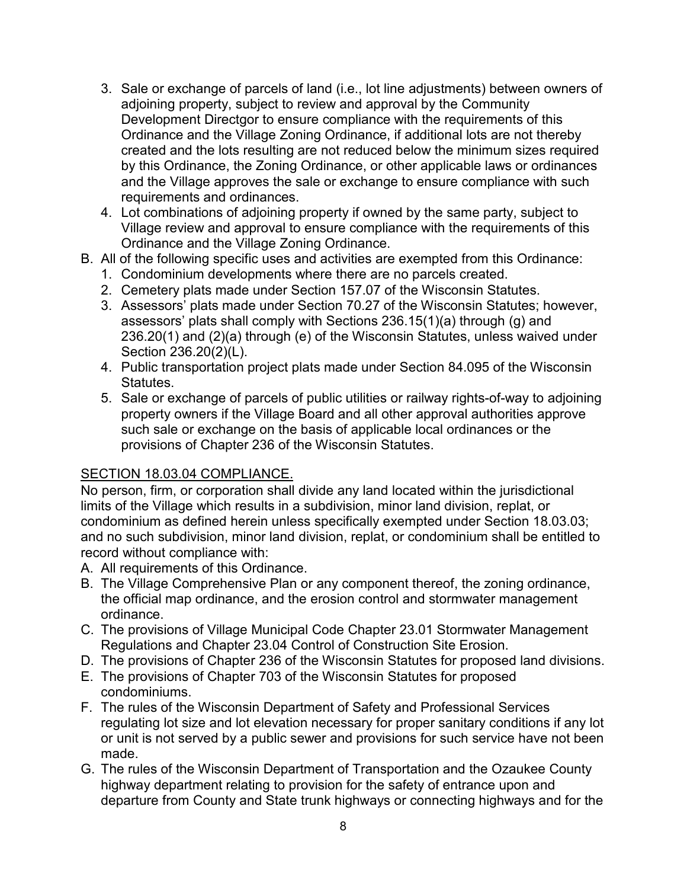3. Sale or exchange of parcels of land (i.e., lot line adjustments) between owners of adjoining property, subject to review and approval by the Community Development Directgor to ensure compliance with the requirements of this Ordinance and the Village Zoning Ordinance, if additional lots are not thereby created and the lots resulting are not reduced below the minimum sizes required by this Ordinance, the Zoning Ordinance, or other applicable laws or ordinances and the Village approves the sale or exchange to ensure compliance with such requirements and ordinances.
4. Lot combinations of adjoining property if owned by the same party, subject to Village review and approval to ensure compliance with the requirements of this Ordinance and the Village Zoning Ordinance.

B. All of the following specific uses and activities are exempted from this Ordinance:
   1. Condominium developments where there are no parcels created.
   2. Cemetery plats made under Section 157.07 of the Wisconsin Statutes.
   3. Assessors' plats made under Section 70.27 of the Wisconsin Statutes; however, assessors' plats shall comply with Sections 236.15(1)(a) through (g) and 236.20(1) and (2)(a) through (e) of the Wisconsin Statutes, unless waived under Section 236.20(2)(L).
   4. Public transportation project plats made under Section 84.095 of the Wisconsin Statutes.
   5. Sale or exchange of parcels of public utilities or railway rights-of-way to adjoining property owners if the Village Board and all other approval authorities approve such sale or exchange on the basis of applicable local ordinances or the provisions of Chapter 236 of the Wisconsin Statutes.

SECTION 18.03.04 COMPLIANCE.

No person, firm, or corporation shall divide any land located within the jurisdictional limits of the Village which results in a subdivision, minor land division, replat, or condominium as defined herein unless specifically exempted under Section 18.03.03; and no such subdivision, minor land division, replat, or condominium shall be entitled to record without compliance with:

A. All requirements of this Ordinance.
B. The Village Comprehensive Plan or any component thereof, the zoning ordinance, the official map ordinance, and the erosion control and stormwater management ordinance.
C. The provisions of Village Municipal Code Chapter 23.01 Stormwater Management Regulations and Chapter 23.04 Control of Construction Site Erosion.
D. The provisions of Chapter 236 of the Wisconsin Statutes for proposed land divisions.
E. The provisions of Chapter 703 of the Wisconsin Statutes for proposed condominiums.
F. The rules of the Wisconsin Department of Safety and Professional Services regulating lot size and lot elevation necessary for proper sanitary conditions if any lot or unit is not served by a public sewer and provisions for such service have not been made.
G. The rules of the Wisconsin Department of Transportation and the Ozaukee County highway department relating to provision for the safety of entrance upon and departure from County and State trunk highways or connecting highways and for the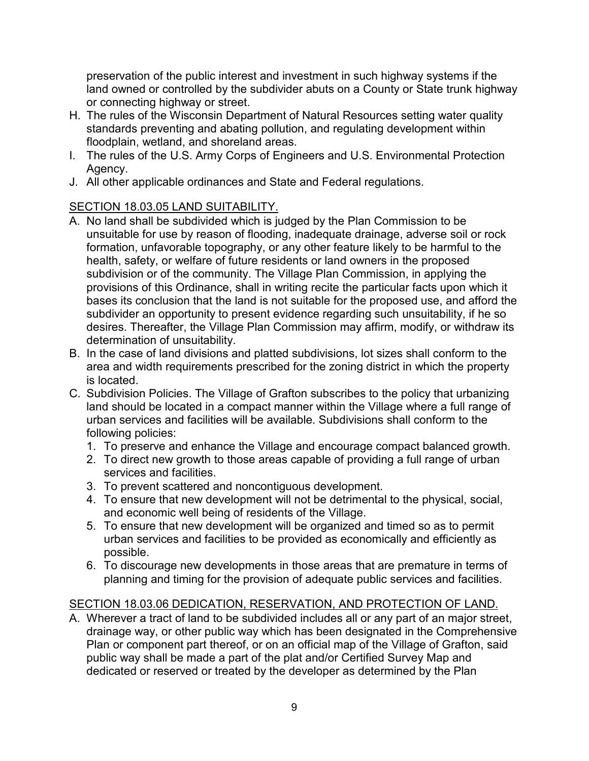preservation of the public interest and investment in such highway systems if the land owned or controlled by the subdivider abuts on a County or State trunk highway or connecting highway or street.

H. The rules of the Wisconsin Department of Natural Resources setting water quality standards preventing and abating pollution, and regulating development within floodplain, wetland, and shoreland areas.
I. The rules of the U.S. Army Corps of Engineers and U.S. Environmental Protection Agency.
J. All other applicable ordinances and State and Federal regulations.

## SECTION 18.03.05 LAND SUITABILITY.

A. No land shall be subdivided which is judged by the Plan Commission to be unsuitable for use by reason of flooding, inadequate drainage, adverse soil or rock formation, unfavorable topography, or any other feature likely to be harmful to the health, safety, or welfare of future residents or land owners in the proposed subdivision or of the community. The Village Plan Commission, in applying the provisions of this Ordinance, shall in writing recite the particular facts upon which it bases its conclusion that the land is not suitable for the proposed use, and afford the subdivider an opportunity to present evidence regarding such unsuitability, if he so desires. Thereafter, the Village Plan Commission may affirm, modify, or withdraw its determination of unsuitability.
B. In the case of land divisions and platted subdivisions, lot sizes shall conform to the area and width requirements prescribed for the zoning district in which the property is located.
C. Subdivision Policies. The Village of Grafton subscribes to the policy that urbanizing land should be located in a compact manner within the Village where a full range of urban services and facilities will be available. Subdivisions shall conform to the following policies:
   1. To preserve and enhance the Village and encourage compact balanced growth.
   2. To direct new growth to those areas capable of providing a full range of urban services and facilities.
   3. To prevent scattered and noncontiguous development.
   4. To ensure that new development will not be detrimental to the physical, social, and economic well being of residents of the Village.
   5. To ensure that new development will be organized and timed so as to permit urban services and facilities to be provided as economically and efficiently as possible.
   6. To discourage new developments in those areas that are premature in terms of planning and timing for the provision of adequate public services and facilities.

## SECTION 18.03.06 DEDICATION, RESERVATION, AND PROTECTION OF LAND.

A. Wherever a tract of land to be subdivided includes all or any part of an major street, drainage way, or other public way which has been designated in the Comprehensive Plan or component part thereof, or on an official map of the Village of Grafton, said public way shall be made a part of the plat and/or Certified Survey Map and dedicated or reserved or treated by the developer as determined by the Plan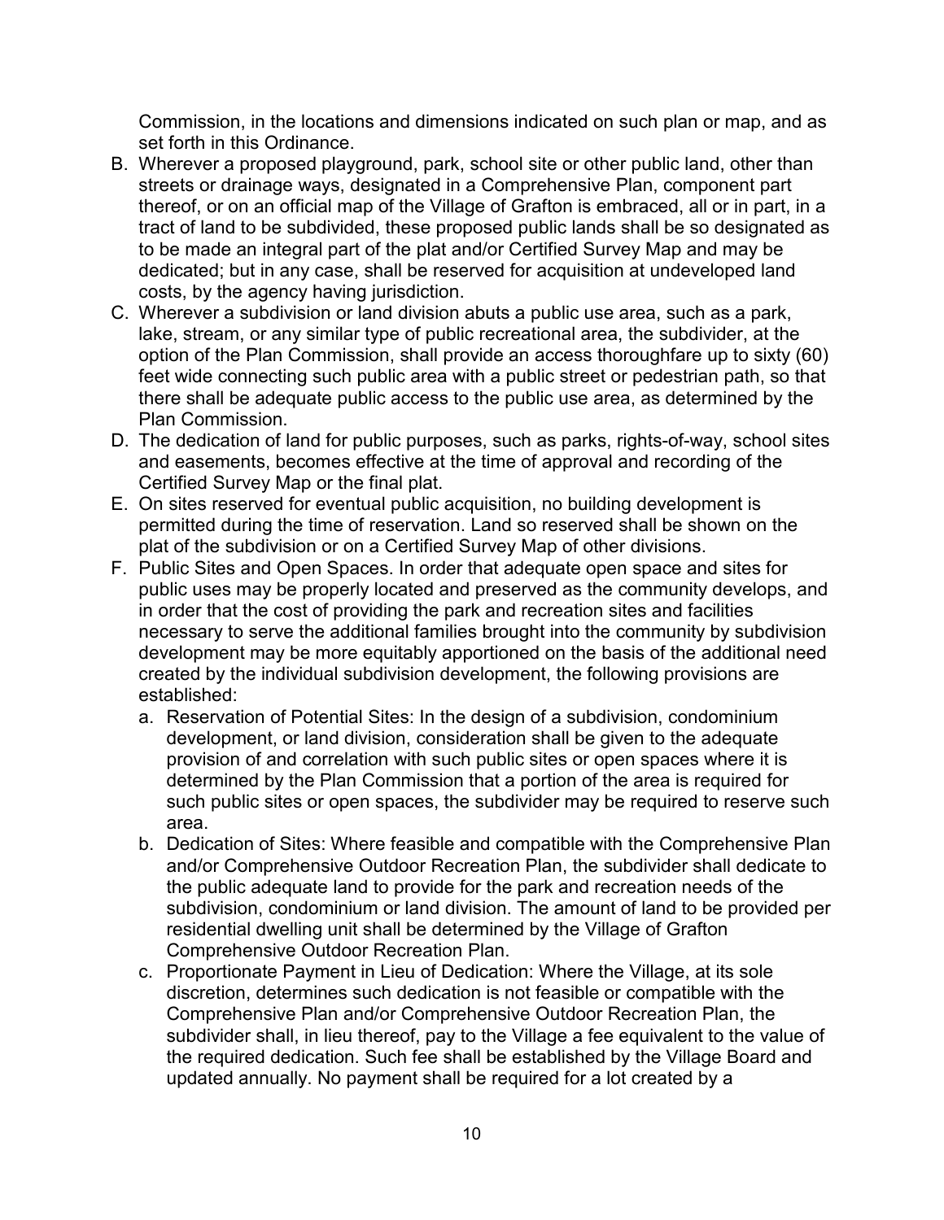Commission, in the locations and dimensions indicated on such plan or map, and as set forth in this Ordinance.

B. Wherever a proposed playground, park, school site or other public land, other than streets or drainage ways, designated in a Comprehensive Plan, component part thereof, or on an official map of the Village of Grafton is embraced, all or in part, in a tract of land to be subdivided, these proposed public lands shall be so designated as to be made an integral part of the plat and/or Certified Survey Map and may be dedicated; but in any case, shall be reserved for acquisition at undeveloped land costs, by the agency having jurisdiction.
C. Wherever a subdivision or land division abuts a public use area, such as a park, lake, stream, or any similar type of public recreational area, the subdivider, at the option of the Plan Commission, shall provide an access thoroughfare up to sixty (60) feet wide connecting such public area with a public street or pedestrian path, so that there shall be adequate public access to the public use area, as determined by the Plan Commission.
D. The dedication of land for public purposes, such as parks, rights-of-way, school sites and easements, becomes effective at the time of approval and recording of the Certified Survey Map or the final plat.
E. On sites reserved for eventual public acquisition, no building development is permitted during the time of reservation. Land so reserved shall be shown on the plat of the subdivision or on a Certified Survey Map of other divisions.
F. Public Sites and Open Spaces. In order that adequate open space and sites for public uses may be properly located and preserved as the community develops, and in order that the cost of providing the park and recreation sites and facilities necessary to serve the additional families brought into the community by subdivision development may be more equitably apportioned on the basis of the additional need created by the individual subdivision development, the following provisions are established:
   a. Reservation of Potential Sites: In the design of a subdivision, condominium development, or land division, consideration shall be given to the adequate provision of and correlation with such public sites or open spaces where it is determined by the Plan Commission that a portion of the area is required for such public sites or open spaces, the subdivider may be required to reserve such area.
   b. Dedication of Sites: Where feasible and compatible with the Comprehensive Plan and/or Comprehensive Outdoor Recreation Plan, the subdivider shall dedicate to the public adequate land to provide for the park and recreation needs of the subdivision, condominium or land division. The amount of land to be provided per residential dwelling unit shall be determined by the Village of Grafton Comprehensive Outdoor Recreation Plan.
   c. Proportionate Payment in Lieu of Dedication: Where the Village, at its sole discretion, determines such dedication is not feasible or compatible with the Comprehensive Plan and/or Comprehensive Outdoor Recreation Plan, the subdivider shall, in lieu thereof, pay to the Village a fee equivalent to the value of the required dedication. Such fee shall be established by the Village Board and updated annually. No payment shall be required for a lot created by a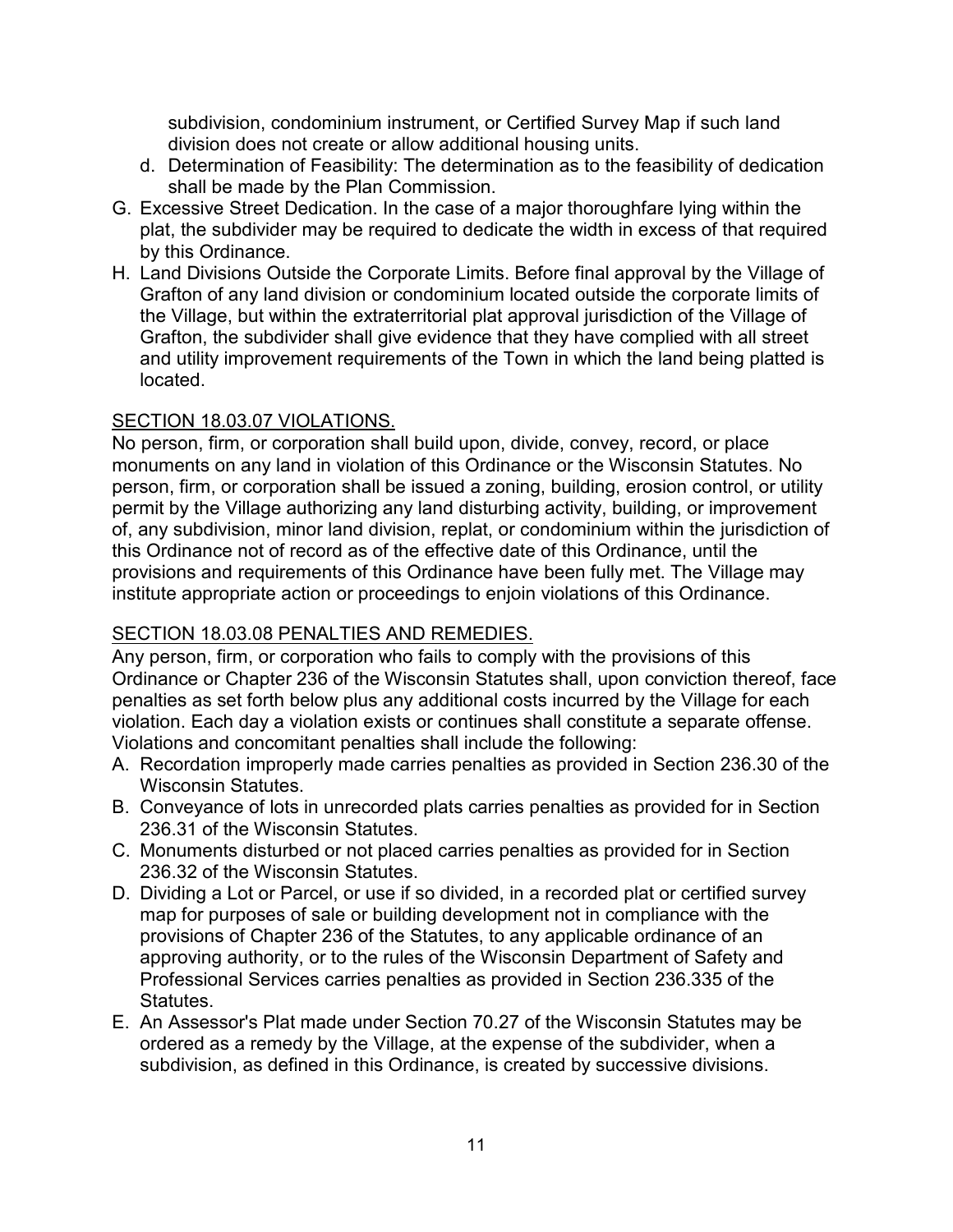subdivision, condominium instrument, or Certified Survey Map if such land division does not create or allow additional housing units.

d. Determination of Feasibility: The determination as to the feasibility of dedication shall be made by the Plan Commission.

G. Excessive Street Dedication. In the case of a major thoroughfare lying within the plat, the subdivider may be required to dedicate the width in excess of that required by this Ordinance.

H. Land Divisions Outside the Corporate Limits. Before final approval by the Village of Grafton of any land division or condominium located outside the corporate limits of the Village, but within the extraterritorial plat approval jurisdiction of the Village of Grafton, the subdivider shall give evidence that they have complied with all street and utility improvement requirements of the Town in which the land being platted is located.

## SECTION 18.03.07 VIOLATIONS.

No person, firm, or corporation shall build upon, divide, convey, record, or place monuments on any land in violation of this Ordinance or the Wisconsin Statutes. No person, firm, or corporation shall be issued a zoning, building, erosion control, or utility permit by the Village authorizing any land disturbing activity, building, or improvement of, any subdivision, minor land division, replat, or condominium within the jurisdiction of this Ordinance not of record as of the effective date of this Ordinance, until the provisions and requirements of this Ordinance have been fully met. The Village may institute appropriate action or proceedings to enjoin violations of this Ordinance.

## SECTION 18.03.08 PENALTIES AND REMEDIES.

Any person, firm, or corporation who fails to comply with the provisions of this Ordinance or Chapter 236 of the Wisconsin Statutes shall, upon conviction thereof, face penalties as set forth below plus any additional costs incurred by the Village for each violation. Each day a violation exists or continues shall constitute a separate offense. Violations and concomitant penalties shall include the following:

A. Recordation improperly made carries penalties as provided in Section 236.30 of the Wisconsin Statutes.

B. Conveyance of lots in unrecorded plats carries penalties as provided for in Section 236.31 of the Wisconsin Statutes.

C. Monuments disturbed or not placed carries penalties as provided for in Section 236.32 of the Wisconsin Statutes.

D. Dividing a Lot or Parcel, or use if so divided, in a recorded plat or certified survey map for purposes of sale or building development not in compliance with the provisions of Chapter 236 of the Statutes, to any applicable ordinance of an approving authority, or to the rules of the Wisconsin Department of Safety and Professional Services carries penalties as provided in Section 236.335 of the Statutes.

E. An Assessor's Plat made under Section 70.27 of the Wisconsin Statutes may be ordered as a remedy by the Village, at the expense of the subdivider, when a subdivision, as defined in this Ordinance, is created by successive divisions.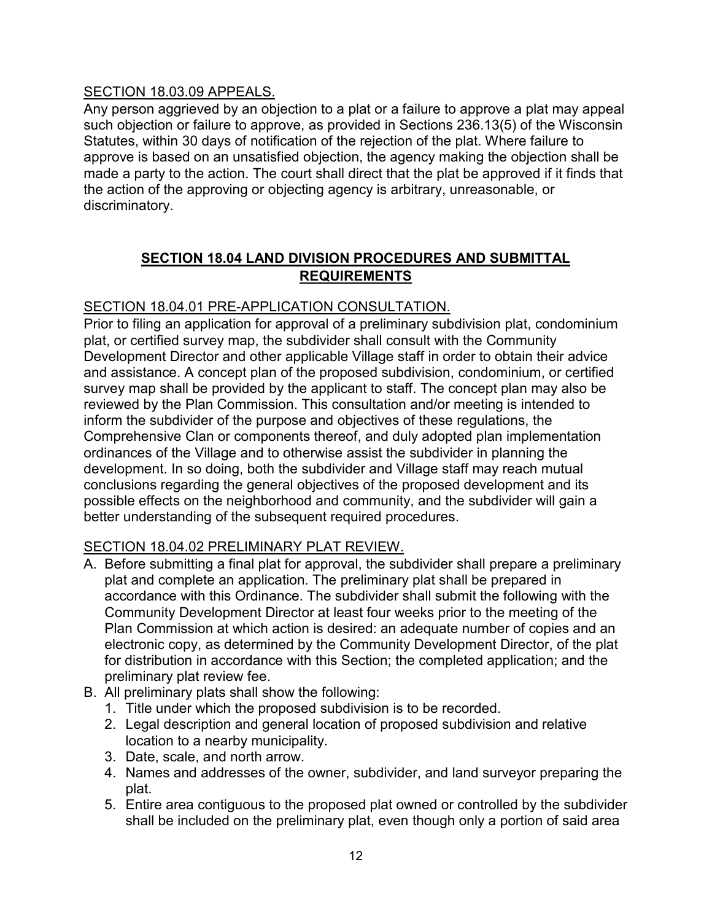SECTION 18.03.09 APPEALS.

Any person aggrieved by an objection to a plat or a failure to approve a plat may appeal such objection or failure to approve, as provided in Sections 236.13(5) of the Wisconsin Statutes, within 30 days of notification of the rejection of the plat. Where failure to approve is based on an unsatisfied objection, the agency making the objection shall be made a party to the action. The court shall direct that the plat be approved if it finds that the action of the approving or objecting agency is arbitrary, unreasonable, or discriminatory.

## SECTION 18.04 LAND DIVISION PROCEDURES AND SUBMITTAL REQUIREMENTS

SECTION 18.04.01 PRE-APPLICATION CONSULTATION.

Prior to filing an application for approval of a preliminary subdivision plat, condominium plat, or certified survey map, the subdivider shall consult with the Community Development Director and other applicable Village staff in order to obtain their advice and assistance. A concept plan of the proposed subdivision, condominium, or certified survey map shall be provided by the applicant to staff. The concept plan may also be reviewed by the Plan Commission. This consultation and/or meeting is intended to inform the subdivider of the purpose and objectives of these regulations, the Comprehensive Clan or components thereof, and duly adopted plan implementation ordinances of the Village and to otherwise assist the subdivider in planning the development. In so doing, both the subdivider and Village staff may reach mutual conclusions regarding the general objectives of the proposed development and its possible effects on the neighborhood and community, and the subdivider will gain a better understanding of the subsequent required procedures.

SECTION 18.04.02 PRELIMINARY PLAT REVIEW.

A. Before submitting a final plat for approval, the subdivider shall prepare a preliminary plat and complete an application. The preliminary plat shall be prepared in accordance with this Ordinance. The subdivider shall submit the following with the Community Development Director at least four weeks prior to the meeting of the Plan Commission at which action is desired: an adequate number of copies and an electronic copy, as determined by the Community Development Director, of the plat for distribution in accordance with this Section; the completed application; and the preliminary plat review fee.
B. All preliminary plats shall show the following:
   1. Title under which the proposed subdivision is to be recorded.
   2. Legal description and general location of proposed subdivision and relative location to a nearby municipality.
   3. Date, scale, and north arrow.
   4. Names and addresses of the owner, subdivider, and land surveyor preparing the plat.
   5. Entire area contiguous to the proposed plat owned or controlled by the subdivider shall be included on the preliminary plat, even though only a portion of said area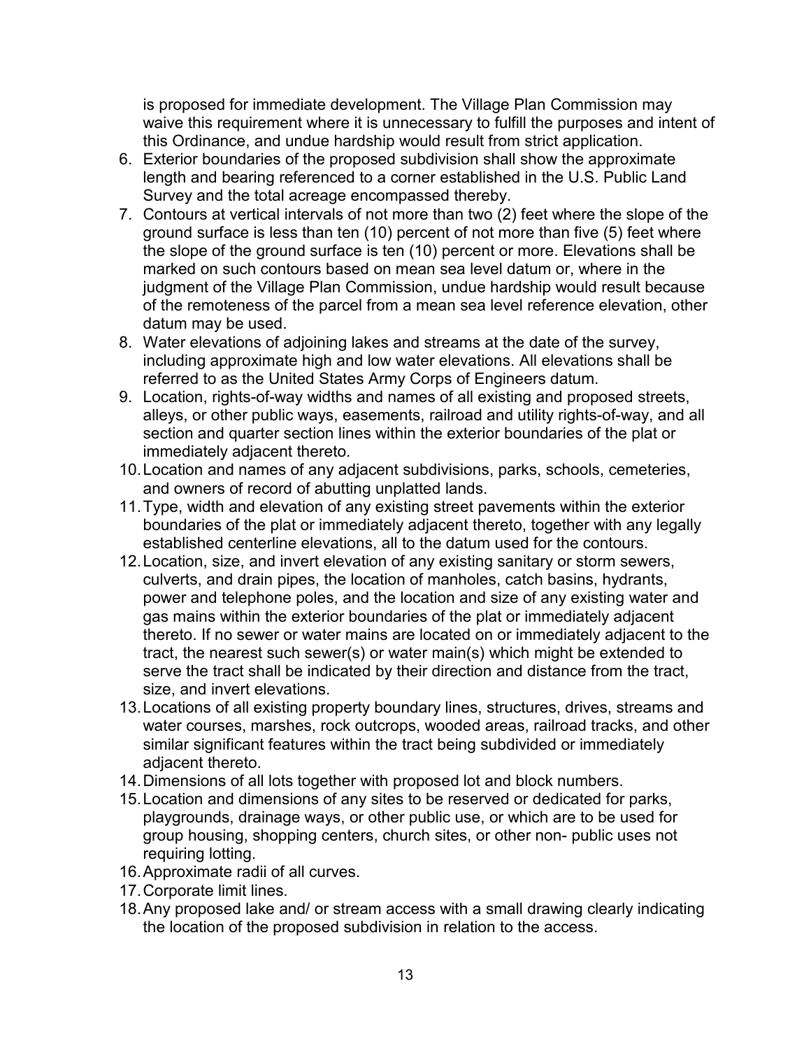is proposed for immediate development. The Village Plan Commission may waive this requirement where it is unnecessary to fulfill the purposes and intent of this Ordinance, and undue hardship would result from strict application.

6. Exterior boundaries of the proposed subdivision shall show the approximate length and bearing referenced to a corner established in the U.S. Public Land Survey and the total acreage encompassed thereby.
7. Contours at vertical intervals of not more than two (2) feet where the slope of the ground surface is less than ten (10) percent of not more than five (5) feet where the slope of the ground surface is ten (10) percent or more. Elevations shall be marked on such contours based on mean sea level datum or, where in the judgment of the Village Plan Commission, undue hardship would result because of the remoteness of the parcel from a mean sea level reference elevation, other datum may be used.
8. Water elevations of adjoining lakes and streams at the date of the survey, including approximate high and low water elevations. All elevations shall be referred to as the United States Army Corps of Engineers datum.
9. Location, rights-of-way widths and names of all existing and proposed streets, alleys, or other public ways, easements, railroad and utility rights-of-way, and all section and quarter section lines within the exterior boundaries of the plat or immediately adjacent thereto.
10. Location and names of any adjacent subdivisions, parks, schools, cemeteries, and owners of record of abutting unplatted lands.
11. Type, width and elevation of any existing street pavements within the exterior boundaries of the plat or immediately adjacent thereto, together with any legally established centerline elevations, all to the datum used for the contours.
12. Location, size, and invert elevation of any existing sanitary or storm sewers, culverts, and drain pipes, the location of manholes, catch basins, hydrants, power and telephone poles, and the location and size of any existing water and gas mains within the exterior boundaries of the plat or immediately adjacent thereto. If no sewer or water mains are located on or immediately adjacent to the tract, the nearest such sewer(s) or water main(s) which might be extended to serve the tract shall be indicated by their direction and distance from the tract, size, and invert elevations.
13. Locations of all existing property boundary lines, structures, drives, streams and water courses, marshes, rock outcrops, wooded areas, railroad tracks, and other similar significant features within the tract being subdivided or immediately adjacent thereto.
14. Dimensions of all lots together with proposed lot and block numbers.
15. Location and dimensions of any sites to be reserved or dedicated for parks, playgrounds, drainage ways, or other public use, or which are to be used for group housing, shopping centers, church sites, or other non- public uses not requiring lotting.
16. Approximate radii of all curves.
17. Corporate limit lines.
18. Any proposed lake and/ or stream access with a small drawing clearly indicating the location of the proposed subdivision in relation to the access.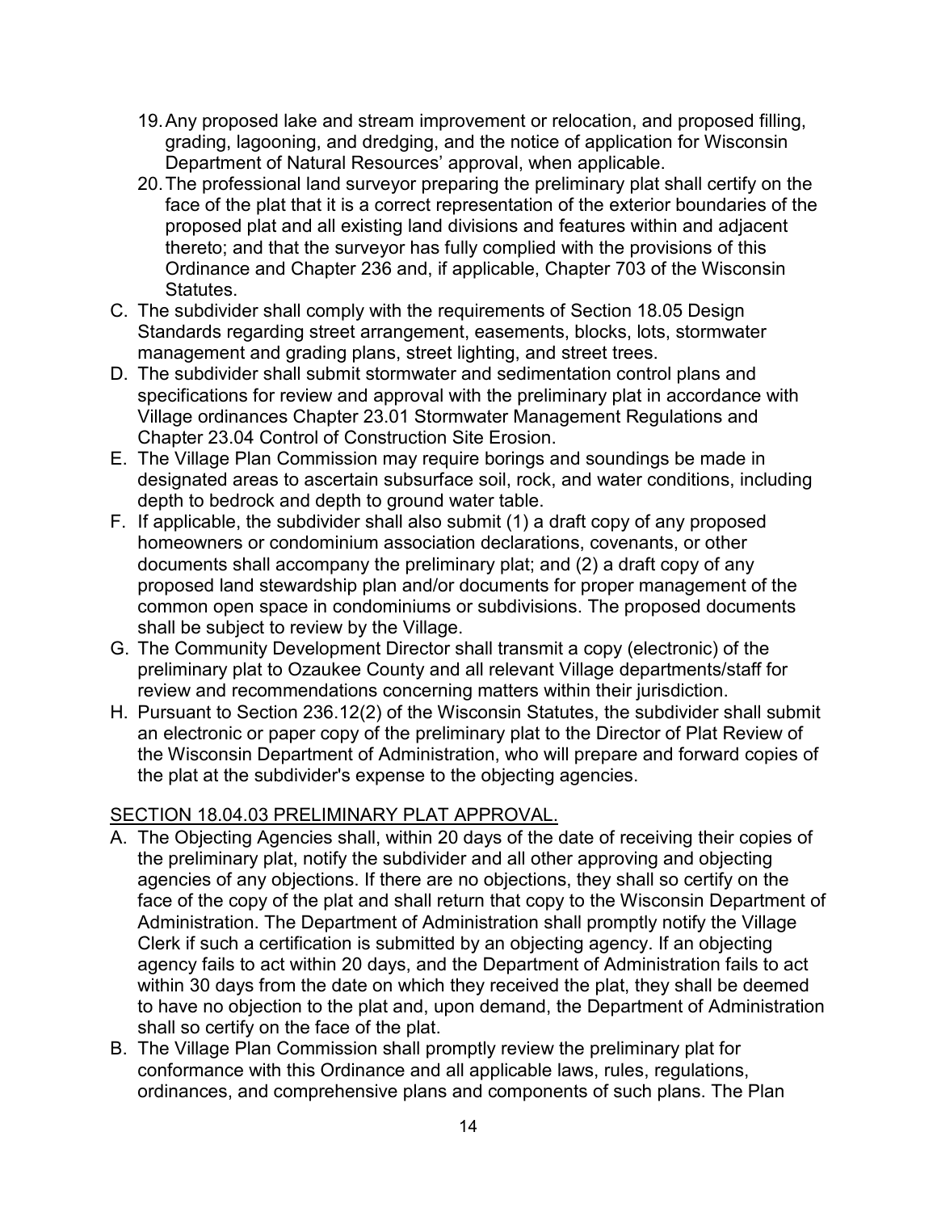19. Any proposed lake and stream improvement or relocation, and proposed filling, grading, lagooning, and dredging, and the notice of application for Wisconsin Department of Natural Resources' approval, when applicable.
20. The professional land surveyor preparing the preliminary plat shall certify on the face of the plat that it is a correct representation of the exterior boundaries of the proposed plat and all existing land divisions and features within and adjacent thereto; and that the surveyor has fully complied with the provisions of this Ordinance and Chapter 236 and, if applicable, Chapter 703 of the Wisconsin Statutes.

C. The subdivider shall comply with the requirements of Section 18.05 Design Standards regarding street arrangement, easements, blocks, lots, stormwater management and grading plans, street lighting, and street trees.

D. The subdivider shall submit stormwater and sedimentation control plans and specifications for review and approval with the preliminary plat in accordance with Village ordinances Chapter 23.01 Stormwater Management Regulations and Chapter 23.04 Control of Construction Site Erosion.

E. The Village Plan Commission may require borings and soundings be made in designated areas to ascertain subsurface soil, rock, and water conditions, including depth to bedrock and depth to ground water table.

F. If applicable, the subdivider shall also submit (1) a draft copy of any proposed homeowners or condominium association declarations, covenants, or other documents shall accompany the preliminary plat; and (2) a draft copy of any proposed land stewardship plan and/or documents for proper management of the common open space in condominiums or subdivisions. The proposed documents shall be subject to review by the Village.

G. The Community Development Director shall transmit a copy (electronic) of the preliminary plat to Ozaukee County and all relevant Village departments/staff for review and recommendations concerning matters within their jurisdiction.

H. Pursuant to Section 236.12(2) of the Wisconsin Statutes, the subdivider shall submit an electronic or paper copy of the preliminary plat to the Director of Plat Review of the Wisconsin Department of Administration, who will prepare and forward copies of the plat at the subdivider's expense to the objecting agencies.

## SECTION 18.04.03 PRELIMINARY PLAT APPROVAL.

A. The Objecting Agencies shall, within 20 days of the date of receiving their copies of the preliminary plat, notify the subdivider and all other approving and objecting agencies of any objections. If there are no objections, they shall so certify on the face of the copy of the plat and shall return that copy to the Wisconsin Department of Administration. The Department of Administration shall promptly notify the Village Clerk if such a certification is submitted by an objecting agency. If an objecting agency fails to act within 20 days, and the Department of Administration fails to act within 30 days from the date on which they received the plat, they shall be deemed to have no objection to the plat and, upon demand, the Department of Administration shall so certify on the face of the plat.

B. The Village Plan Commission shall promptly review the preliminary plat for conformance with this Ordinance and all applicable laws, rules, regulations, ordinances, and comprehensive plans and components of such plans. The Plan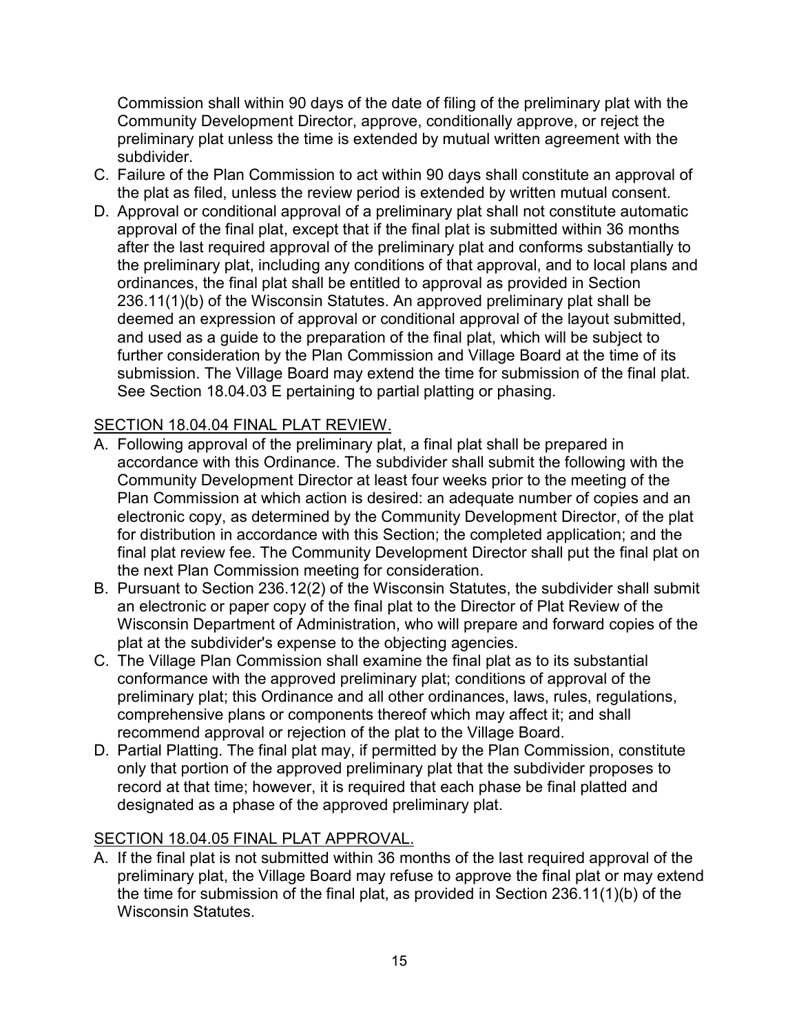Commission shall within 90 days of the date of filing of the preliminary plat with the Community Development Director, approve, conditionally approve, or reject the preliminary plat unless the time is extended by mutual written agreement with the subdivider.

C. Failure of the Plan Commission to act within 90 days shall constitute an approval of the plat as filed, unless the review period is extended by written mutual consent.
D. Approval or conditional approval of a preliminary plat shall not constitute automatic approval of the final plat, except that if the final plat is submitted within 36 months after the last required approval of the preliminary plat and conforms substantially to the preliminary plat, including any conditions of that approval, and to local plans and ordinances, the final plat shall be entitled to approval as provided in Section 236.11(1)(b) of the Wisconsin Statutes. An approved preliminary plat shall be deemed an expression of approval or conditional approval of the layout submitted, and used as a guide to the preparation of the final plat, which will be subject to further consideration by the Plan Commission and Village Board at the time of its submission. The Village Board may extend the time for submission of the final plat. See Section 18.04.03 E pertaining to partial platting or phasing.

## SECTION 18.04.04 FINAL PLAT REVIEW.

A. Following approval of the preliminary plat, a final plat shall be prepared in accordance with this Ordinance. The subdivider shall submit the following with the Community Development Director at least four weeks prior to the meeting of the Plan Commission at which action is desired: an adequate number of copies and an electronic copy, as determined by the Community Development Director, of the plat for distribution in accordance with this Section; the completed application; and the final plat review fee. The Community Development Director shall put the final plat on the next Plan Commission meeting for consideration.
B. Pursuant to Section 236.12(2) of the Wisconsin Statutes, the subdivider shall submit an electronic or paper copy of the final plat to the Director of Plat Review of the Wisconsin Department of Administration, who will prepare and forward copies of the plat at the subdivider's expense to the objecting agencies.
C. The Village Plan Commission shall examine the final plat as to its substantial conformance with the approved preliminary plat; conditions of approval of the preliminary plat; this Ordinance and all other ordinances, laws, rules, regulations, comprehensive plans or components thereof which may affect it; and shall recommend approval or rejection of the plat to the Village Board.
D. Partial Platting. The final plat may, if permitted by the Plan Commission, constitute only that portion of the approved preliminary plat that the subdivider proposes to record at that time; however, it is required that each phase be final platted and designated as a phase of the approved preliminary plat.

## SECTION 18.04.05 FINAL PLAT APPROVAL.

A. If the final plat is not submitted within 36 months of the last required approval of the preliminary plat, the Village Board may refuse to approve the final plat or may extend the time for submission of the final plat, as provided in Section 236.11(1)(b) of the Wisconsin Statutes.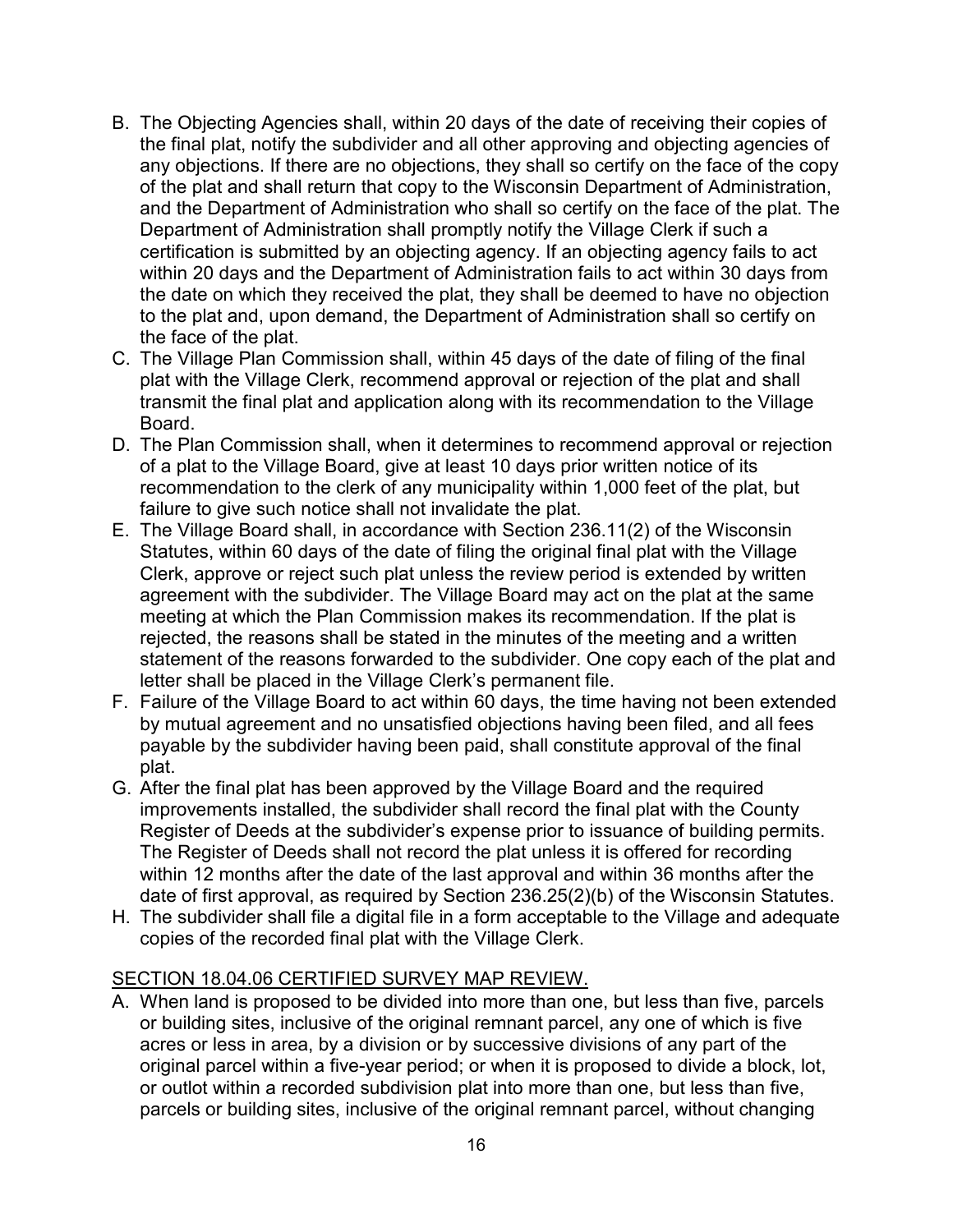B. The Objecting Agencies shall, within 20 days of the date of receiving their copies of the final plat, notify the subdivider and all other approving and objecting agencies of any objections. If there are no objections, they shall so certify on the face of the copy of the plat and shall return that copy to the Wisconsin Department of Administration, and the Department of Administration who shall so certify on the face of the plat. The Department of Administration shall promptly notify the Village Clerk if such a certification is submitted by an objecting agency. If an objecting agency fails to act within 20 days and the Department of Administration fails to act within 30 days from the date on which they received the plat, they shall be deemed to have no objection to the plat and, upon demand, the Department of Administration shall so certify on the face of the plat.
C. The Village Plan Commission shall, within 45 days of the date of filing of the final plat with the Village Clerk, recommend approval or rejection of the plat and shall transmit the final plat and application along with its recommendation to the Village Board.
D. The Plan Commission shall, when it determines to recommend approval or rejection of a plat to the Village Board, give at least 10 days prior written notice of its recommendation to the clerk of any municipality within 1,000 feet of the plat, but failure to give such notice shall not invalidate the plat.
E. The Village Board shall, in accordance with Section 236.11(2) of the Wisconsin Statutes, within 60 days of the date of filing the original final plat with the Village Clerk, approve or reject such plat unless the review period is extended by written agreement with the subdivider. The Village Board may act on the plat at the same meeting at which the Plan Commission makes its recommendation. If the plat is rejected, the reasons shall be stated in the minutes of the meeting and a written statement of the reasons forwarded to the subdivider. One copy each of the plat and letter shall be placed in the Village Clerk's permanent file.
F. Failure of the Village Board to act within 60 days, the time having not been extended by mutual agreement and no unsatisfied objections having been filed, and all fees payable by the subdivider having been paid, shall constitute approval of the final plat.
G. After the final plat has been approved by the Village Board and the required improvements installed, the subdivider shall record the final plat with the County Register of Deeds at the subdivider's expense prior to issuance of building permits. The Register of Deeds shall not record the plat unless it is offered for recording within 12 months after the date of the last approval and within 36 months after the date of first approval, as required by Section 236.25(2)(b) of the Wisconsin Statutes.
H. The subdivider shall file a digital file in a form acceptable to the Village and adequate copies of the recorded final plat with the Village Clerk.

## SECTION 18.04.06 CERTIFIED SURVEY MAP REVIEW.

A. When land is proposed to be divided into more than one, but less than five, parcels or building sites, inclusive of the original remnant parcel, any one of which is five acres or less in area, by a division or by successive divisions of any part of the original parcel within a five-year period; or when it is proposed to divide a block, lot, or outlot within a recorded subdivision plat into more than one, but less than five, parcels or building sites, inclusive of the original remnant parcel, without changing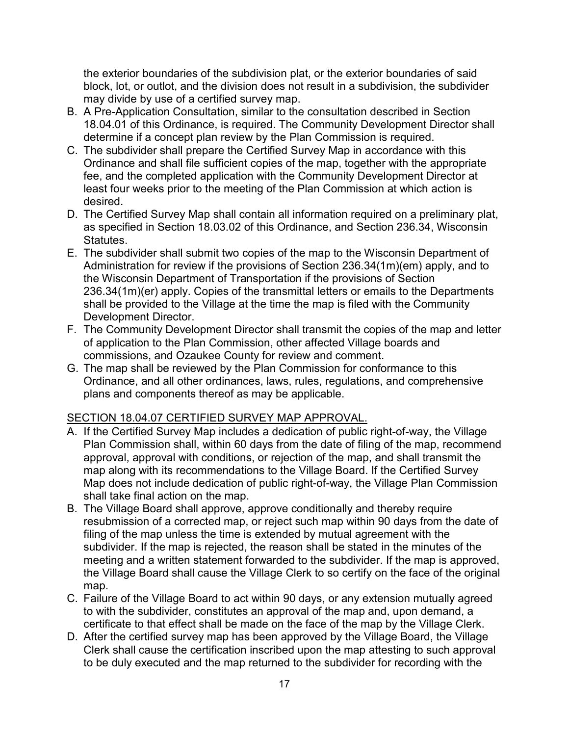the exterior boundaries of the subdivision plat, or the exterior boundaries of said block, lot, or outlot, and the division does not result in a subdivision, the subdivider may divide by use of a certified survey map.

B. A Pre-Application Consultation, similar to the consultation described in Section 18.04.01 of this Ordinance, is required. The Community Development Director shall determine if a concept plan review by the Plan Commission is required.
C. The subdivider shall prepare the Certified Survey Map in accordance with this Ordinance and shall file sufficient copies of the map, together with the appropriate fee, and the completed application with the Community Development Director at least four weeks prior to the meeting of the Plan Commission at which action is desired.
D. The Certified Survey Map shall contain all information required on a preliminary plat, as specified in Section 18.03.02 of this Ordinance, and Section 236.34, Wisconsin Statutes.
E. The subdivider shall submit two copies of the map to the Wisconsin Department of Administration for review if the provisions of Section 236.34(1m)(em) apply, and to the Wisconsin Department of Transportation if the provisions of Section 236.34(1m)(er) apply. Copies of the transmittal letters or emails to the Departments shall be provided to the Village at the time the map is filed with the Community Development Director.
F. The Community Development Director shall transmit the copies of the map and letter of application to the Plan Commission, other affected Village boards and commissions, and Ozaukee County for review and comment.
G. The map shall be reviewed by the Plan Commission for conformance to this Ordinance, and all other ordinances, laws, rules, regulations, and comprehensive plans and components thereof as may be applicable.

<u>SECTION 18.04.07 CERTIFIED SURVEY MAP APPROVAL.</u>

A. If the Certified Survey Map includes a dedication of public right-of-way, the Village Plan Commission shall, within 60 days from the date of filing of the map, recommend approval, approval with conditions, or rejection of the map, and shall transmit the map along with its recommendations to the Village Board. If the Certified Survey Map does not include dedication of public right-of-way, the Village Plan Commission shall take final action on the map.
B. The Village Board shall approve, approve conditionally and thereby require resubmission of a corrected map, or reject such map within 90 days from the date of filing of the map unless the time is extended by mutual agreement with the subdivider. If the map is rejected, the reason shall be stated in the minutes of the meeting and a written statement forwarded to the subdivider. If the map is approved, the Village Board shall cause the Village Clerk to so certify on the face of the original map.
C. Failure of the Village Board to act within 90 days, or any extension mutually agreed to with the subdivider, constitutes an approval of the map and, upon demand, a certificate to that effect shall be made on the face of the map by the Village Clerk.
D. After the certified survey map has been approved by the Village Board, the Village Clerk shall cause the certification inscribed upon the map attesting to such approval to be duly executed and the map returned to the subdivider for recording with the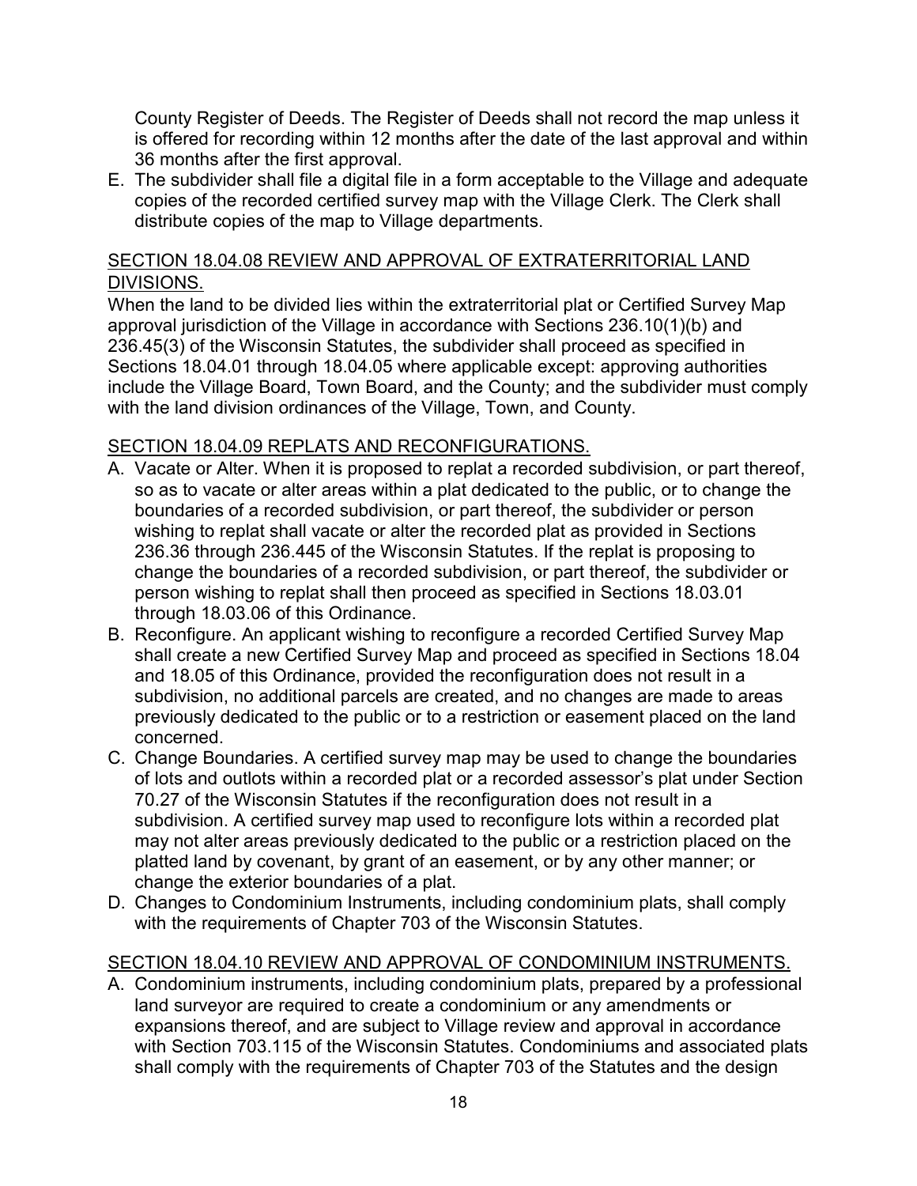County Register of Deeds. The Register of Deeds shall not record the map unless it is offered for recording within 12 months after the date of the last approval and within 36 months after the first approval.

E. The subdivider shall file a digital file in a form acceptable to the Village and adequate copies of the recorded certified survey map with the Village Clerk. The Clerk shall distribute copies of the map to Village departments.

## SECTION 18.04.08 REVIEW AND APPROVAL OF EXTRATERRITORIAL LAND DIVISIONS.

When the land to be divided lies within the extraterritorial plat or Certified Survey Map approval jurisdiction of the Village in accordance with Sections 236.10(1)(b) and 236.45(3) of the Wisconsin Statutes, the subdivider shall proceed as specified in Sections 18.04.01 through 18.04.05 where applicable except: approving authorities include the Village Board, Town Board, and the County; and the subdivider must comply with the land division ordinances of the Village, Town, and County.

## SECTION 18.04.09 REPLATS AND RECONFIGURATIONS.

A. Vacate or Alter. When it is proposed to replat a recorded subdivision, or part thereof, so as to vacate or alter areas within a plat dedicated to the public, or to change the boundaries of a recorded subdivision, or part thereof, the subdivider or person wishing to replat shall vacate or alter the recorded plat as provided in Sections 236.36 through 236.445 of the Wisconsin Statutes. If the replat is proposing to change the boundaries of a recorded subdivision, or part thereof, the subdivider or person wishing to replat shall then proceed as specified in Sections 18.03.01 through 18.03.06 of this Ordinance.
B. Reconfigure. An applicant wishing to reconfigure a recorded Certified Survey Map shall create a new Certified Survey Map and proceed as specified in Sections 18.04 and 18.05 of this Ordinance, provided the reconfiguration does not result in a subdivision, no additional parcels are created, and no changes are made to areas previously dedicated to the public or to a restriction or easement placed on the land concerned.
C. Change Boundaries. A certified survey map may be used to change the boundaries of lots and outlots within a recorded plat or a recorded assessor's plat under Section 70.27 of the Wisconsin Statutes if the reconfiguration does not result in a subdivision. A certified survey map used to reconfigure lots within a recorded plat may not alter areas previously dedicated to the public or a restriction placed on the platted land by covenant, by grant of an easement, or by any other manner; or change the exterior boundaries of a plat.
D. Changes to Condominium Instruments, including condominium plats, shall comply with the requirements of Chapter 703 of the Wisconsin Statutes.

## SECTION 18.04.10 REVIEW AND APPROVAL OF CONDOMINIUM INSTRUMENTS.

A. Condominium instruments, including condominium plats, prepared by a professional land surveyor are required to create a condominium or any amendments or expansions thereof, and are subject to Village review and approval in accordance with Section 703.115 of the Wisconsin Statutes. Condominiums and associated plats shall comply with the requirements of Chapter 703 of the Statutes and the design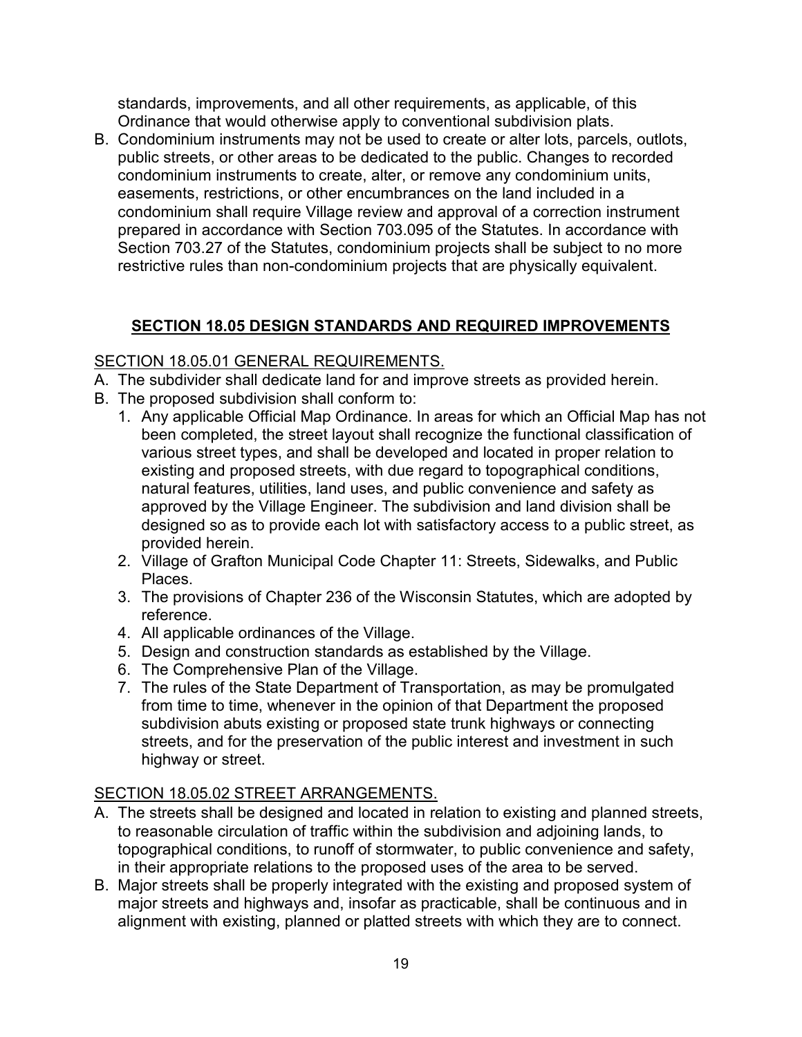standards, improvements, and all other requirements, as applicable, of this Ordinance that would otherwise apply to conventional subdivision plats.

B. Condominium instruments may not be used to create or alter lots, parcels, outlots, public streets, or other areas to be dedicated to the public. Changes to recorded condominium instruments to create, alter, or remove any condominium units, easements, restrictions, or other encumbrances on the land included in a condominium shall require Village review and approval of a correction instrument prepared in accordance with Section 703.095 of the Statutes. In accordance with Section 703.27 of the Statutes, condominium projects shall be subject to no more restrictive rules than non-condominium projects that are physically equivalent.

## SECTION 18.05 DESIGN STANDARDS AND REQUIRED IMPROVEMENTS

### SECTION 18.05.01 GENERAL REQUIREMENTS.

A. The subdivider shall dedicate land for and improve streets as provided herein.
B. The proposed subdivision shall conform to:
   1. Any applicable Official Map Ordinance. In areas for which an Official Map has not been completed, the street layout shall recognize the functional classification of various street types, and shall be developed and located in proper relation to existing and proposed streets, with due regard to topographical conditions, natural features, utilities, land uses, and public convenience and safety as approved by the Village Engineer. The subdivision and land division shall be designed so as to provide each lot with satisfactory access to a public street, as provided herein.
   2. Village of Grafton Municipal Code Chapter 11: Streets, Sidewalks, and Public Places.
   3. The provisions of Chapter 236 of the Wisconsin Statutes, which are adopted by reference.
   4. All applicable ordinances of the Village.
   5. Design and construction standards as established by the Village.
   6. The Comprehensive Plan of the Village.
   7. The rules of the State Department of Transportation, as may be promulgated from time to time, whenever in the opinion of that Department the proposed subdivision abuts existing or proposed state trunk highways or connecting streets, and for the preservation of the public interest and investment in such highway or street.

### SECTION 18.05.02 STREET ARRANGEMENTS.

A. The streets shall be designed and located in relation to existing and planned streets, to reasonable circulation of traffic within the subdivision and adjoining lands, to topographical conditions, to runoff of stormwater, to public convenience and safety, in their appropriate relations to the proposed uses of the area to be served.
B. Major streets shall be properly integrated with the existing and proposed system of major streets and highways and, insofar as practicable, shall be continuous and in alignment with existing, planned or platted streets with which they are to connect.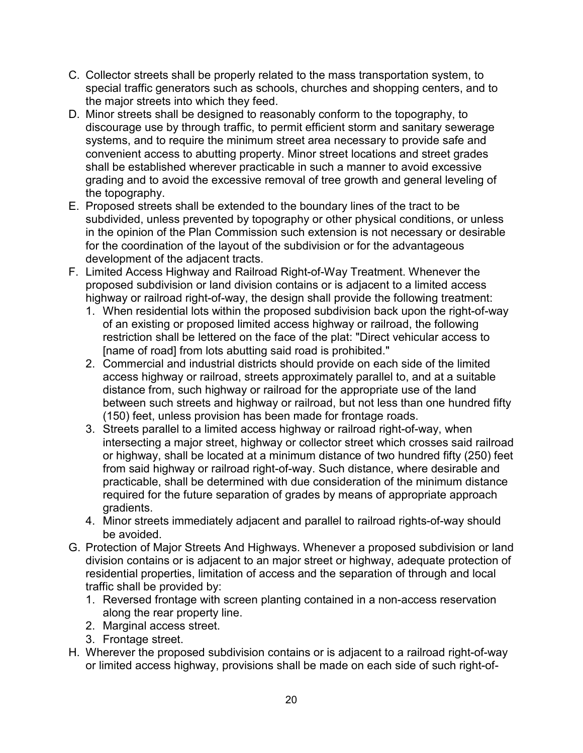C. Collector streets shall be properly related to the mass transportation system, to special traffic generators such as schools, churches and shopping centers, and to the major streets into which they feed.

D. Minor streets shall be designed to reasonably conform to the topography, to discourage use by through traffic, to permit efficient storm and sanitary sewerage systems, and to require the minimum street area necessary to provide safe and convenient access to abutting property. Minor street locations and street grades shall be established wherever practicable in such a manner to avoid excessive grading and to avoid the excessive removal of tree growth and general leveling of the topography.

E. Proposed streets shall be extended to the boundary lines of the tract to be subdivided, unless prevented by topography or other physical conditions, or unless in the opinion of the Plan Commission such extension is not necessary or desirable for the coordination of the layout of the subdivision or for the advantageous development of the adjacent tracts.

F. Limited Access Highway and Railroad Right-of-Way Treatment. Whenever the proposed subdivision or land division contains or is adjacent to a limited access highway or railroad right-of-way, the design shall provide the following treatment:
   1. When residential lots within the proposed subdivision back upon the right-of-way of an existing or proposed limited access highway or railroad, the following restriction shall be lettered on the face of the plat: "Direct vehicular access to [name of road] from lots abutting said road is prohibited."
   2. Commercial and industrial districts should provide on each side of the limited access highway or railroad, streets approximately parallel to, and at a suitable distance from, such highway or railroad for the appropriate use of the land between such streets and highway or railroad, but not less than one hundred fifty (150) feet, unless provision has been made for frontage roads.
   3. Streets parallel to a limited access highway or railroad right-of-way, when intersecting a major street, highway or collector street which crosses said railroad or highway, shall be located at a minimum distance of two hundred fifty (250) feet from said highway or railroad right-of-way. Such distance, where desirable and practicable, shall be determined with due consideration of the minimum distance required for the future separation of grades by means of appropriate approach gradients.
   4. Minor streets immediately adjacent and parallel to railroad rights-of-way should be avoided.

G. Protection of Major Streets And Highways. Whenever a proposed subdivision or land division contains or is adjacent to an major street or highway, adequate protection of residential properties, limitation of access and the separation of through and local traffic shall be provided by:
   1. Reversed frontage with screen planting contained in a non-access reservation along the rear property line.
   2. Marginal access street.
   3. Frontage street.

H. Wherever the proposed subdivision contains or is adjacent to a railroad right-of-way or limited access highway, provisions shall be made on each side of such right-of-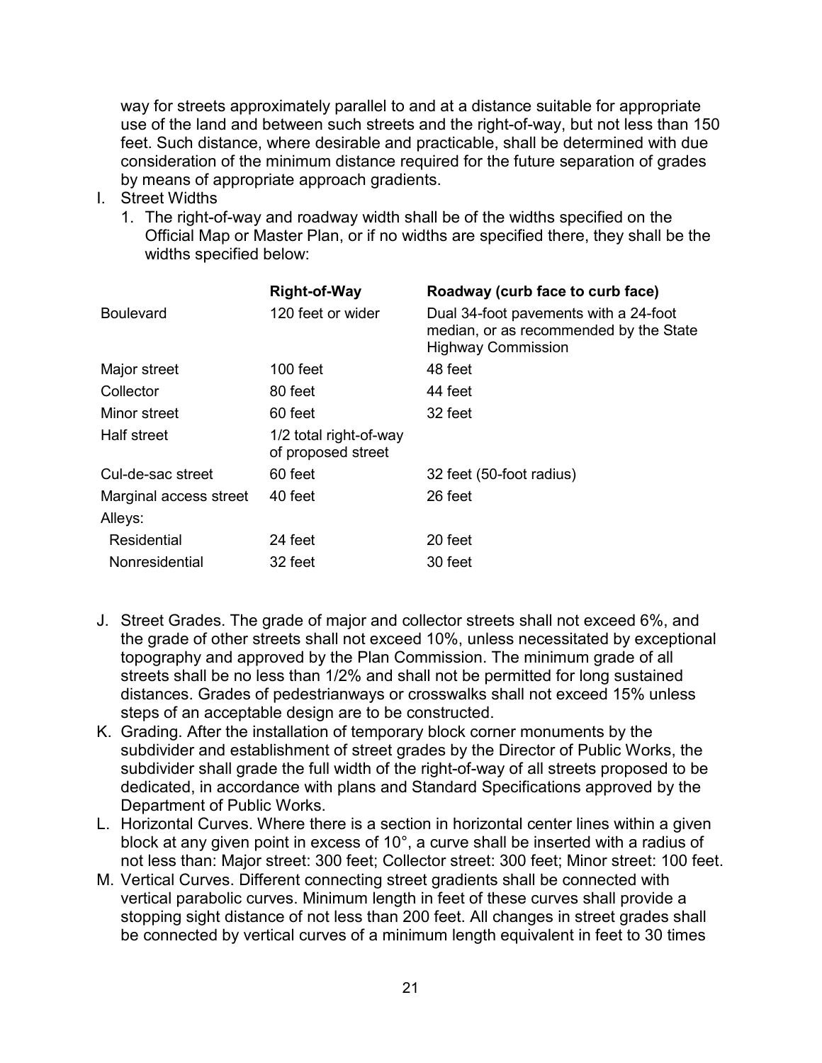way for streets approximately parallel to and at a distance suitable for appropriate use of the land and between such streets and the right-of-way, but not less than 150 feet. Such distance, where desirable and practicable, shall be determined with due consideration of the minimum distance required for the future separation of grades by means of appropriate approach gradients.

I. Street Widths

1. The right-of-way and roadway width shall be of the widths specified on the Official Map or Master Plan, or if no widths are specified there, they shall be the widths specified below:

| | **Right-of-Way** | **Roadway (curb face to curb face)** |
|---|---|---|
| Boulevard | 120 feet or wider | Dual 34-foot pavements with a 24-foot median, or as recommended by the State Highway Commission |
| Major street | 100 feet | 48 feet |
| Collector | 80 feet | 44 feet |
| Minor street | 60 feet | 32 feet |
| Half street | 1/2 total right-of-way of proposed street | |
| Cul-de-sac street | 60 feet | 32 feet (50-foot radius) |
| Marginal access street | 40 feet | 26 feet |
| Alleys: | | |
| Residential | 24 feet | 20 feet |
| Nonresidential | 32 feet | 30 feet |

J. Street Grades. The grade of major and collector streets shall not exceed 6%, and the grade of other streets shall not exceed 10%, unless necessitated by exceptional topography and approved by the Plan Commission. The minimum grade of all streets shall be no less than 1/2% and shall not be permitted for long sustained distances. Grades of pedestrianways or crosswalks shall not exceed 15% unless steps of an acceptable design are to be constructed.

K. Grading. After the installation of temporary block corner monuments by the subdivider and establishment of street grades by the Director of Public Works, the subdivider shall grade the full width of the right-of-way of all streets proposed to be dedicated, in accordance with plans and Standard Specifications approved by the Department of Public Works.

L. Horizontal Curves. Where there is a section in horizontal center lines within a given block at any given point in excess of 10°, a curve shall be inserted with a radius of not less than: Major street: 300 feet; Collector street: 300 feet; Minor street: 100 feet.

M. Vertical Curves. Different connecting street gradients shall be connected with vertical parabolic curves. Minimum length in feet of these curves shall provide a stopping sight distance of not less than 200 feet. All changes in street grades shall be connected by vertical curves of a minimum length equivalent in feet to 30 times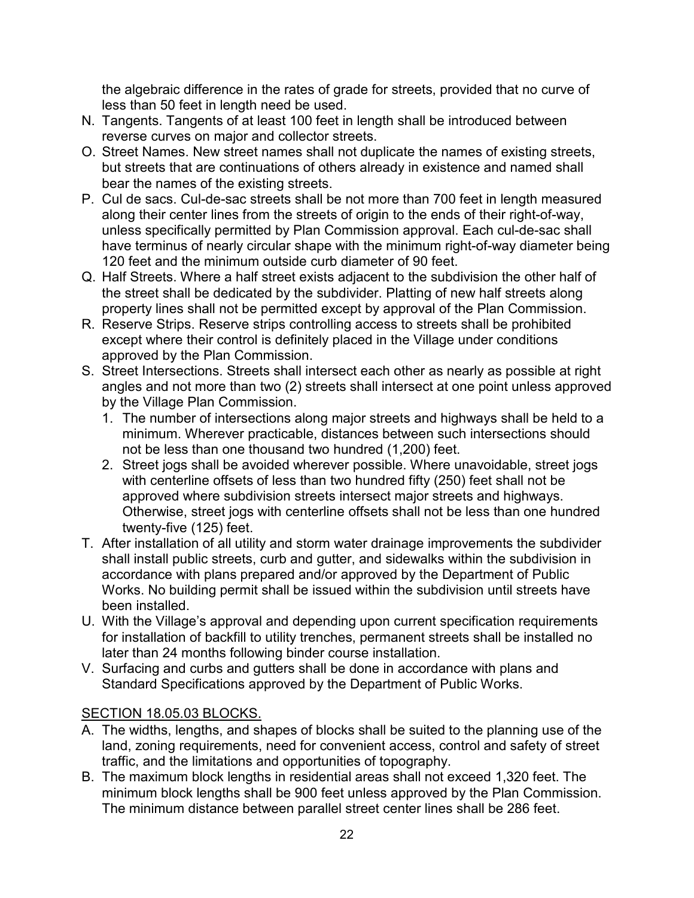the algebraic difference in the rates of grade for streets, provided that no curve of less than 50 feet in length need be used.

N. Tangents. Tangents of at least 100 feet in length shall be introduced between reverse curves on major and collector streets.
O. Street Names. New street names shall not duplicate the names of existing streets, but streets that are continuations of others already in existence and named shall bear the names of the existing streets.
P. Cul de sacs. Cul-de-sac streets shall be not more than 700 feet in length measured along their center lines from the streets of origin to the ends of their right-of-way, unless specifically permitted by Plan Commission approval. Each cul-de-sac shall have terminus of nearly circular shape with the minimum right-of-way diameter being 120 feet and the minimum outside curb diameter of 90 feet.
Q. Half Streets. Where a half street exists adjacent to the subdivision the other half of the street shall be dedicated by the subdivider. Platting of new half streets along property lines shall not be permitted except by approval of the Plan Commission.
R. Reserve Strips. Reserve strips controlling access to streets shall be prohibited except where their control is definitely placed in the Village under conditions approved by the Plan Commission.
S. Street Intersections. Streets shall intersect each other as nearly as possible at right angles and not more than two (2) streets shall intersect at one point unless approved by the Village Plan Commission.
   1. The number of intersections along major streets and highways shall be held to a minimum. Wherever practicable, distances between such intersections should not be less than one thousand two hundred (1,200) feet.
   2. Street jogs shall be avoided wherever possible. Where unavoidable, street jogs with centerline offsets of less than two hundred fifty (250) feet shall not be approved where subdivision streets intersect major streets and highways. Otherwise, street jogs with centerline offsets shall not be less than one hundred twenty-five (125) feet.
T. After installation of all utility and storm water drainage improvements the subdivider shall install public streets, curb and gutter, and sidewalks within the subdivision in accordance with plans prepared and/or approved by the Department of Public Works. No building permit shall be issued within the subdivision until streets have been installed.
U. With the Village's approval and depending upon current specification requirements for installation of backfill to utility trenches, permanent streets shall be installed no later than 24 months following binder course installation.
V. Surfacing and curbs and gutters shall be done in accordance with plans and Standard Specifications approved by the Department of Public Works.

## SECTION 18.05.03 BLOCKS.

A. The widths, lengths, and shapes of blocks shall be suited to the planning use of the land, zoning requirements, need for convenient access, control and safety of street traffic, and the limitations and opportunities of topography.
B. The maximum block lengths in residential areas shall not exceed 1,320 feet. The minimum block lengths shall be 900 feet unless approved by the Plan Commission. The minimum distance between parallel street center lines shall be 286 feet.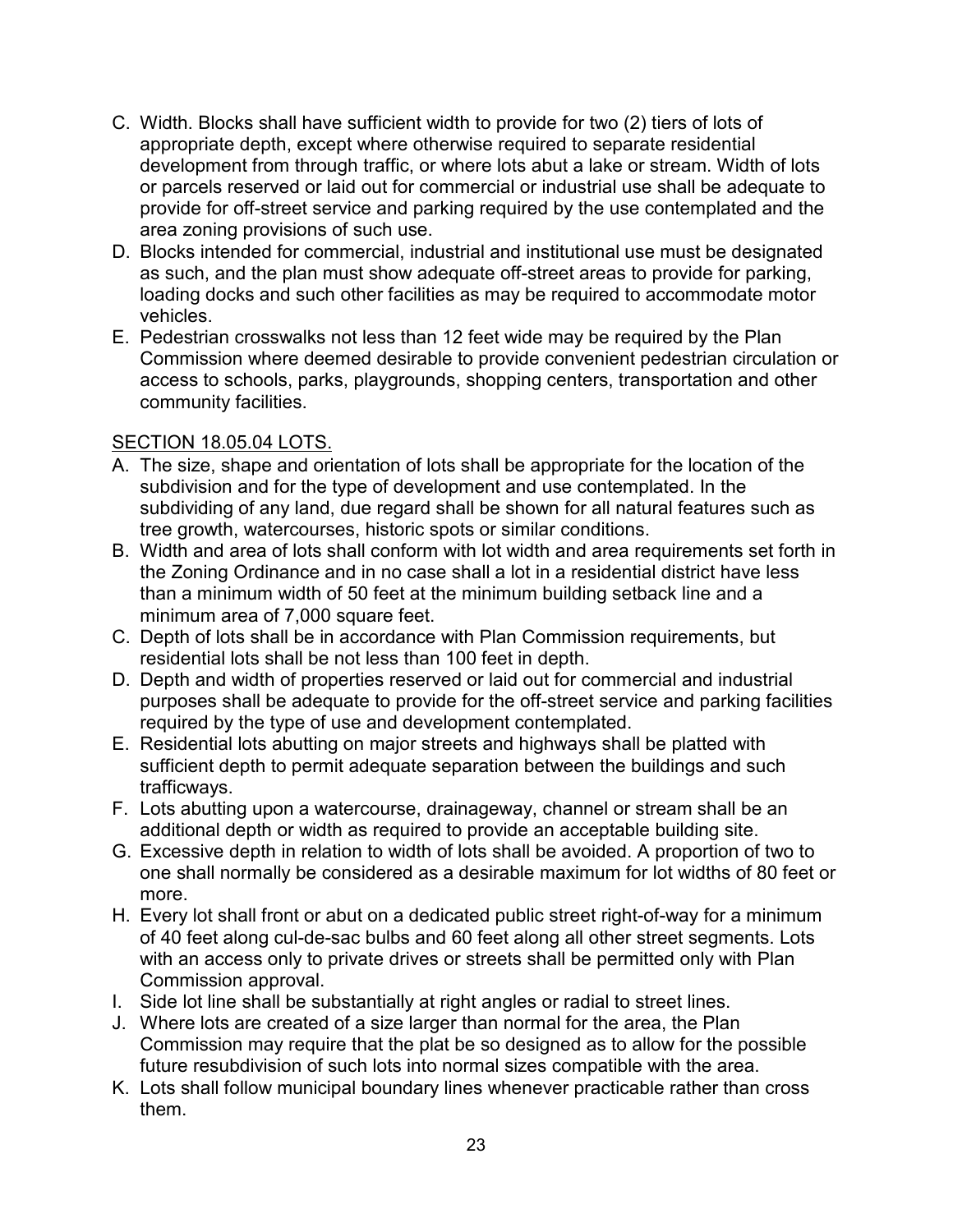C. Width. Blocks shall have sufficient width to provide for two (2) tiers of lots of appropriate depth, except where otherwise required to separate residential development from through traffic, or where lots abut a lake or stream. Width of lots or parcels reserved or laid out for commercial or industrial use shall be adequate to provide for off-street service and parking required by the use contemplated and the area zoning provisions of such use.
D. Blocks intended for commercial, industrial and institutional use must be designated as such, and the plan must show adequate off-street areas to provide for parking, loading docks and such other facilities as may be required to accommodate motor vehicles.
E. Pedestrian crosswalks not less than 12 feet wide may be required by the Plan Commission where deemed desirable to provide convenient pedestrian circulation or access to schools, parks, playgrounds, shopping centers, transportation and other community facilities.

SECTION 18.05.04 LOTS.

A. The size, shape and orientation of lots shall be appropriate for the location of the subdivision and for the type of development and use contemplated. In the subdividing of any land, due regard shall be shown for all natural features such as tree growth, watercourses, historic spots or similar conditions.
B. Width and area of lots shall conform with lot width and area requirements set forth in the Zoning Ordinance and in no case shall a lot in a residential district have less than a minimum width of 50 feet at the minimum building setback line and a minimum area of 7,000 square feet.
C. Depth of lots shall be in accordance with Plan Commission requirements, but residential lots shall be not less than 100 feet in depth.
D. Depth and width of properties reserved or laid out for commercial and industrial purposes shall be adequate to provide for the off-street service and parking facilities required by the type of use and development contemplated.
E. Residential lots abutting on major streets and highways shall be platted with sufficient depth to permit adequate separation between the buildings and such trafficways.
F. Lots abutting upon a watercourse, drainageway, channel or stream shall be an additional depth or width as required to provide an acceptable building site.
G. Excessive depth in relation to width of lots shall be avoided. A proportion of two to one shall normally be considered as a desirable maximum for lot widths of 80 feet or more.
H. Every lot shall front or abut on a dedicated public street right-of-way for a minimum of 40 feet along cul-de-sac bulbs and 60 feet along all other street segments. Lots with an access only to private drives or streets shall be permitted only with Plan Commission approval.
I. Side lot line shall be substantially at right angles or radial to street lines.
J. Where lots are created of a size larger than normal for the area, the Plan Commission may require that the plat be so designed as to allow for the possible future resubdivision of such lots into normal sizes compatible with the area.
K. Lots shall follow municipal boundary lines whenever practicable rather than cross them.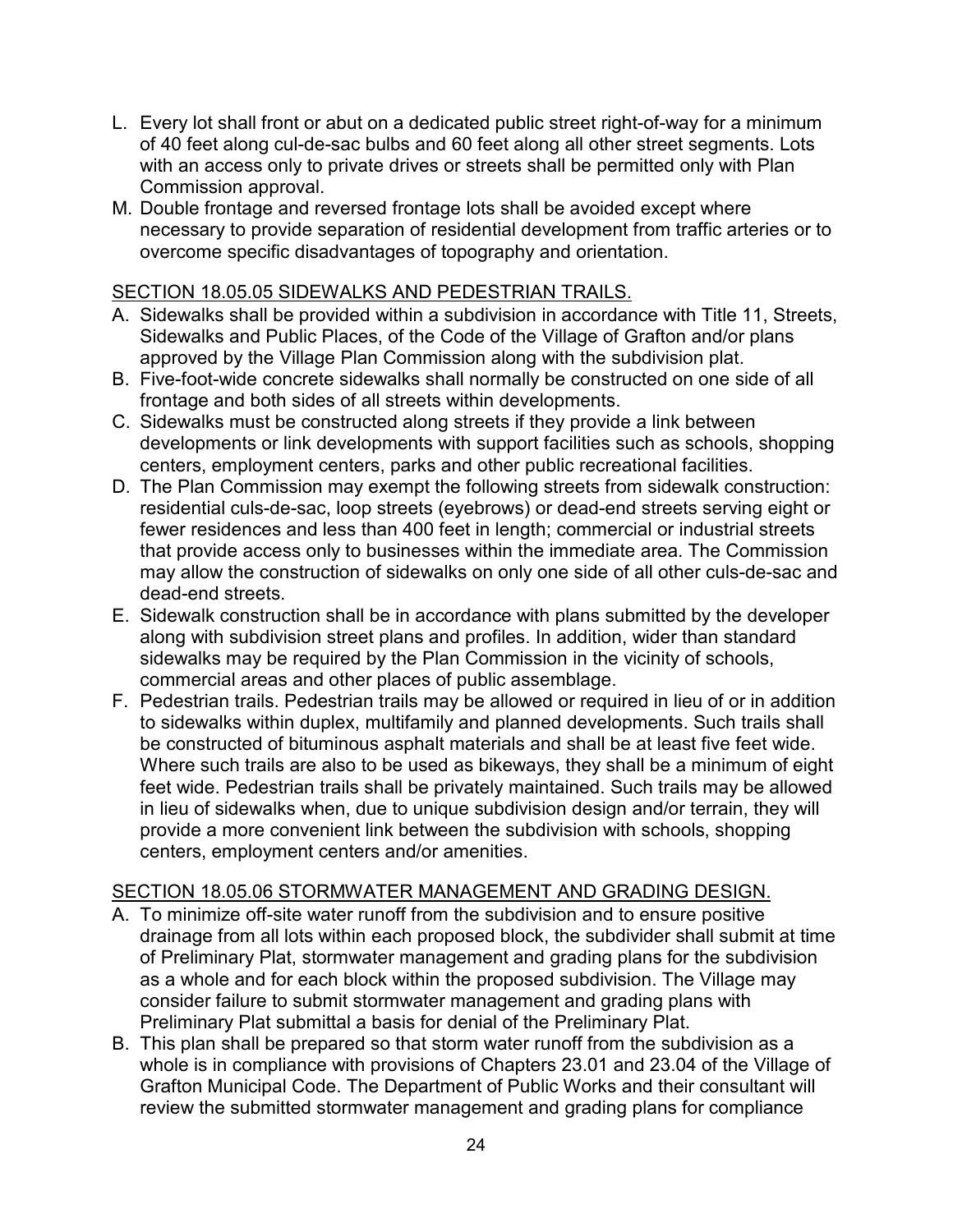L. Every lot shall front or abut on a dedicated public street right-of-way for a minimum of 40 feet along cul-de-sac bulbs and 60 feet along all other street segments. Lots with an access only to private drives or streets shall be permitted only with Plan Commission approval.

M. Double frontage and reversed frontage lots shall be avoided except where necessary to provide separation of residential development from traffic arteries or to overcome specific disadvantages of topography and orientation.

## SECTION 18.05.05 SIDEWALKS AND PEDESTRIAN TRAILS.

A. Sidewalks shall be provided within a subdivision in accordance with Title 11, Streets, Sidewalks and Public Places, of the Code of the Village of Grafton and/or plans approved by the Village Plan Commission along with the subdivision plat.

B. Five-foot-wide concrete sidewalks shall normally be constructed on one side of all frontage and both sides of all streets within developments.

C. Sidewalks must be constructed along streets if they provide a link between developments or link developments with support facilities such as schools, shopping centers, employment centers, parks and other public recreational facilities.

D. The Plan Commission may exempt the following streets from sidewalk construction: residential culs-de-sac, loop streets (eyebrows) or dead-end streets serving eight or fewer residences and less than 400 feet in length; commercial or industrial streets that provide access only to businesses within the immediate area. The Commission may allow the construction of sidewalks on only one side of all other culs-de-sac and dead-end streets.

E. Sidewalk construction shall be in accordance with plans submitted by the developer along with subdivision street plans and profiles. In addition, wider than standard sidewalks may be required by the Plan Commission in the vicinity of schools, commercial areas and other places of public assemblage.

F. Pedestrian trails. Pedestrian trails may be allowed or required in lieu of or in addition to sidewalks within duplex, multifamily and planned developments. Such trails shall be constructed of bituminous asphalt materials and shall be at least five feet wide. Where such trails are also to be used as bikeways, they shall be a minimum of eight feet wide. Pedestrian trails shall be privately maintained. Such trails may be allowed in lieu of sidewalks when, due to unique subdivision design and/or terrain, they will provide a more convenient link between the subdivision with schools, shopping centers, employment centers and/or amenities.

## SECTION 18.05.06 STORMWATER MANAGEMENT AND GRADING DESIGN.

A. To minimize off-site water runoff from the subdivision and to ensure positive drainage from all lots within each proposed block, the subdivider shall submit at time of Preliminary Plat, stormwater management and grading plans for the subdivision as a whole and for each block within the proposed subdivision. The Village may consider failure to submit stormwater management and grading plans with Preliminary Plat submittal a basis for denial of the Preliminary Plat.

B. This plan shall be prepared so that storm water runoff from the subdivision as a whole is in compliance with provisions of Chapters 23.01 and 23.04 of the Village of Grafton Municipal Code. The Department of Public Works and their consultant will review the submitted stormwater management and grading plans for compliance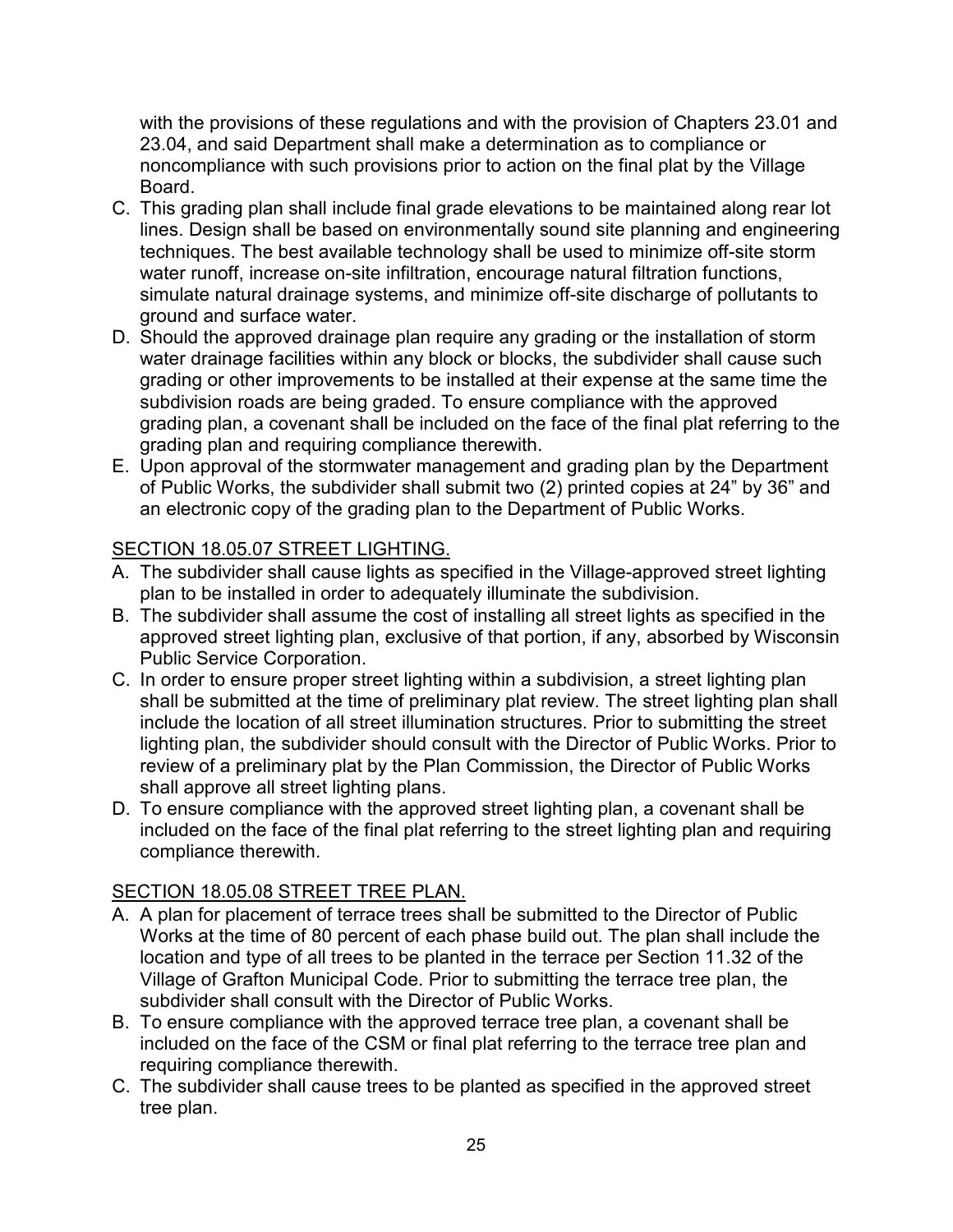with the provisions of these regulations and with the provision of Chapters 23.01 and 23.04, and said Department shall make a determination as to compliance or noncompliance with such provisions prior to action on the final plat by the Village Board.

C. This grading plan shall include final grade elevations to be maintained along rear lot lines. Design shall be based on environmentally sound site planning and engineering techniques. The best available technology shall be used to minimize off-site storm water runoff, increase on-site infiltration, encourage natural filtration functions, simulate natural drainage systems, and minimize off-site discharge of pollutants to ground and surface water.
D. Should the approved drainage plan require any grading or the installation of storm water drainage facilities within any block or blocks, the subdivider shall cause such grading or other improvements to be installed at their expense at the same time the subdivision roads are being graded. To ensure compliance with the approved grading plan, a covenant shall be included on the face of the final plat referring to the grading plan and requiring compliance therewith.
E. Upon approval of the stormwater management and grading plan by the Department of Public Works, the subdivider shall submit two (2) printed copies at 24" by 36" and an electronic copy of the grading plan to the Department of Public Works.

## SECTION 18.05.07 STREET LIGHTING.

A. The subdivider shall cause lights as specified in the Village-approved street lighting plan to be installed in order to adequately illuminate the subdivision.
B. The subdivider shall assume the cost of installing all street lights as specified in the approved street lighting plan, exclusive of that portion, if any, absorbed by Wisconsin Public Service Corporation.
C. In order to ensure proper street lighting within a subdivision, a street lighting plan shall be submitted at the time of preliminary plat review. The street lighting plan shall include the location of all street illumination structures. Prior to submitting the street lighting plan, the subdivider should consult with the Director of Public Works. Prior to review of a preliminary plat by the Plan Commission, the Director of Public Works shall approve all street lighting plans.
D. To ensure compliance with the approved street lighting plan, a covenant shall be included on the face of the final plat referring to the street lighting plan and requiring compliance therewith.

## SECTION 18.05.08 STREET TREE PLAN.

A. A plan for placement of terrace trees shall be submitted to the Director of Public Works at the time of 80 percent of each phase build out. The plan shall include the location and type of all trees to be planted in the terrace per Section 11.32 of the Village of Grafton Municipal Code. Prior to submitting the terrace tree plan, the subdivider shall consult with the Director of Public Works.
B. To ensure compliance with the approved terrace tree plan, a covenant shall be included on the face of the CSM or final plat referring to the terrace tree plan and requiring compliance therewith.
C. The subdivider shall cause trees to be planted as specified in the approved street tree plan.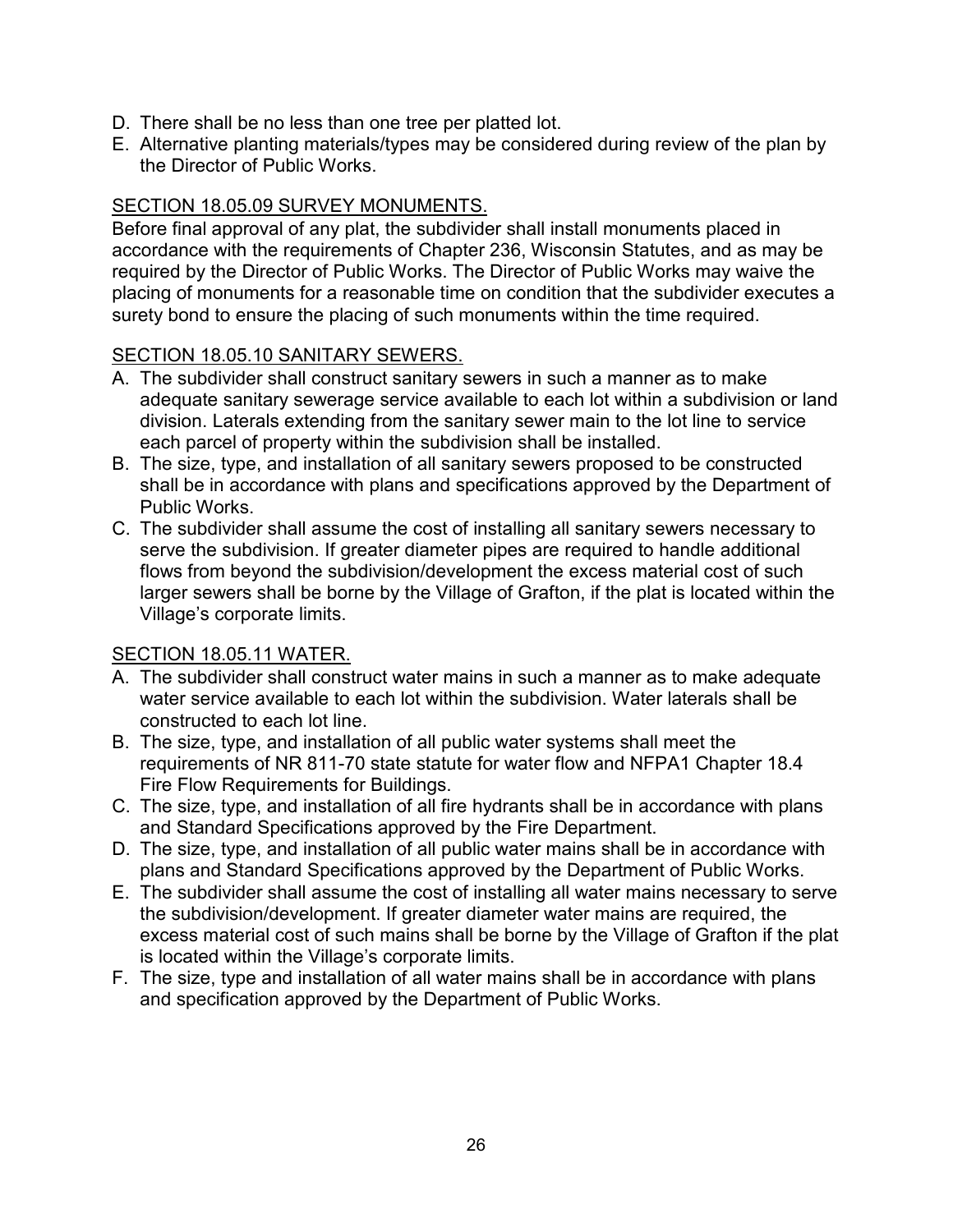D. There shall be no less than one tree per platted lot.
E. Alternative planting materials/types may be considered during review of the plan by the Director of Public Works.

## SECTION 18.05.09 SURVEY MONUMENTS.

Before final approval of any plat, the subdivider shall install monuments placed in accordance with the requirements of Chapter 236, Wisconsin Statutes, and as may be required by the Director of Public Works. The Director of Public Works may waive the placing of monuments for a reasonable time on condition that the subdivider executes a surety bond to ensure the placing of such monuments within the time required.

## SECTION 18.05.10 SANITARY SEWERS.

A. The subdivider shall construct sanitary sewers in such a manner as to make adequate sanitary sewerage service available to each lot within a subdivision or land division. Laterals extending from the sanitary sewer main to the lot line to service each parcel of property within the subdivision shall be installed.
B. The size, type, and installation of all sanitary sewers proposed to be constructed shall be in accordance with plans and specifications approved by the Department of Public Works.
C. The subdivider shall assume the cost of installing all sanitary sewers necessary to serve the subdivision. If greater diameter pipes are required to handle additional flows from beyond the subdivision/development the excess material cost of such larger sewers shall be borne by the Village of Grafton, if the plat is located within the Village's corporate limits.

## SECTION 18.05.11 WATER.

A. The subdivider shall construct water mains in such a manner as to make adequate water service available to each lot within the subdivision. Water laterals shall be constructed to each lot line.
B. The size, type, and installation of all public water systems shall meet the requirements of NR 811-70 state statute for water flow and NFPA1 Chapter 18.4 Fire Flow Requirements for Buildings.
C. The size, type, and installation of all fire hydrants shall be in accordance with plans and Standard Specifications approved by the Fire Department.
D. The size, type, and installation of all public water mains shall be in accordance with plans and Standard Specifications approved by the Department of Public Works.
E. The subdivider shall assume the cost of installing all water mains necessary to serve the subdivision/development. If greater diameter water mains are required, the excess material cost of such mains shall be borne by the Village of Grafton if the plat is located within the Village's corporate limits.
F. The size, type and installation of all water mains shall be in accordance with plans and specification approved by the Department of Public Works.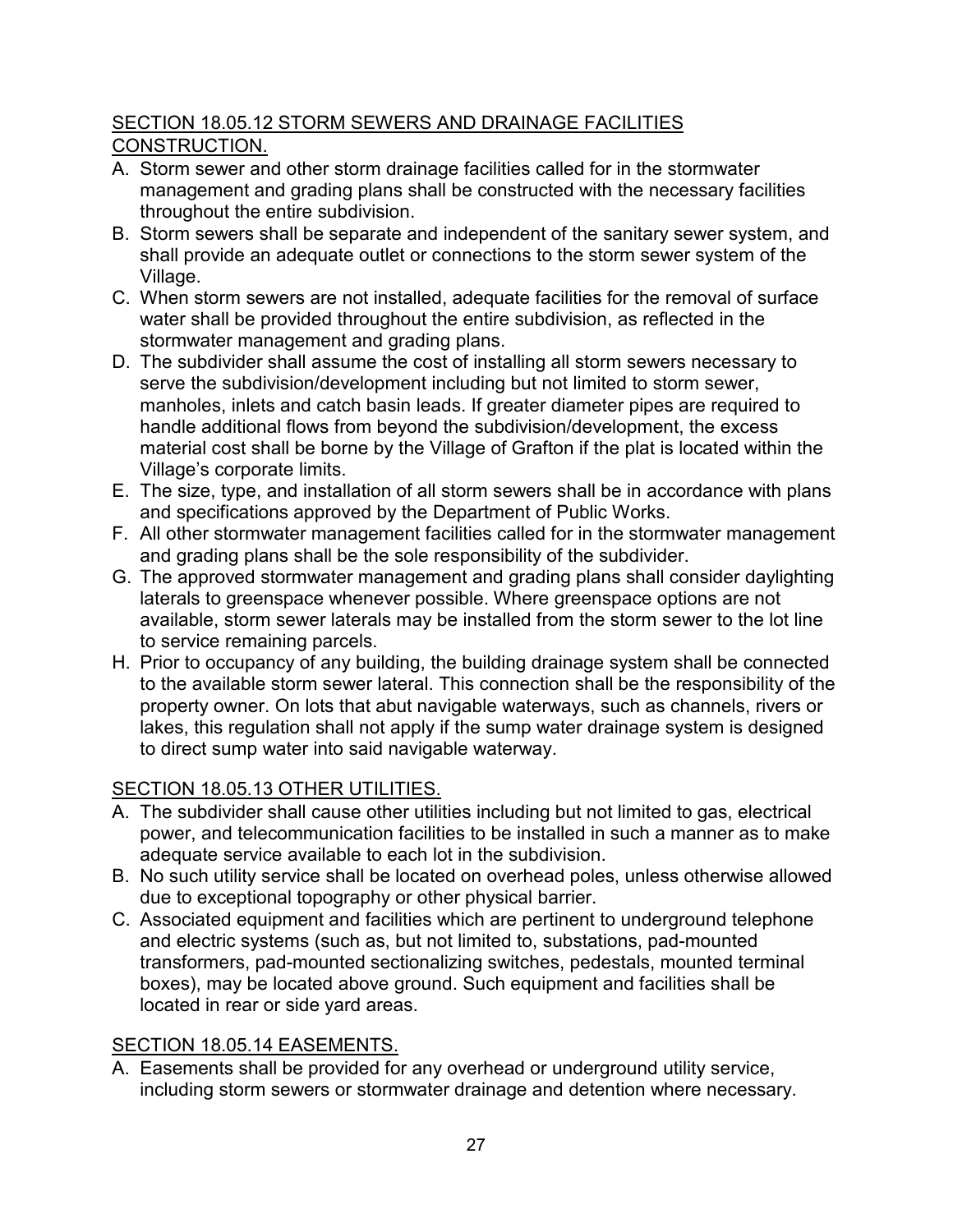## SECTION 18.05.12 STORM SEWERS AND DRAINAGE FACILITIES CONSTRUCTION.

A. Storm sewer and other storm drainage facilities called for in the stormwater management and grading plans shall be constructed with the necessary facilities throughout the entire subdivision.
B. Storm sewers shall be separate and independent of the sanitary sewer system, and shall provide an adequate outlet or connections to the storm sewer system of the Village.
C. When storm sewers are not installed, adequate facilities for the removal of surface water shall be provided throughout the entire subdivision, as reflected in the stormwater management and grading plans.
D. The subdivider shall assume the cost of installing all storm sewers necessary to serve the subdivision/development including but not limited to storm sewer, manholes, inlets and catch basin leads. If greater diameter pipes are required to handle additional flows from beyond the subdivision/development, the excess material cost shall be borne by the Village of Grafton if the plat is located within the Village's corporate limits.
E. The size, type, and installation of all storm sewers shall be in accordance with plans and specifications approved by the Department of Public Works.
F. All other stormwater management facilities called for in the stormwater management and grading plans shall be the sole responsibility of the subdivider.
G. The approved stormwater management and grading plans shall consider daylighting laterals to greenspace whenever possible. Where greenspace options are not available, storm sewer laterals may be installed from the storm sewer to the lot line to service remaining parcels.
H. Prior to occupancy of any building, the building drainage system shall be connected to the available storm sewer lateral. This connection shall be the responsibility of the property owner. On lots that abut navigable waterways, such as channels, rivers or lakes, this regulation shall not apply if the sump water drainage system is designed to direct sump water into said navigable waterway.

## SECTION 18.05.13 OTHER UTILITIES.

A. The subdivider shall cause other utilities including but not limited to gas, electrical power, and telecommunication facilities to be installed in such a manner as to make adequate service available to each lot in the subdivision.
B. No such utility service shall be located on overhead poles, unless otherwise allowed due to exceptional topography or other physical barrier.
C. Associated equipment and facilities which are pertinent to underground telephone and electric systems (such as, but not limited to, substations, pad-mounted transformers, pad-mounted sectionalizing switches, pedestals, mounted terminal boxes), may be located above ground. Such equipment and facilities shall be located in rear or side yard areas.

## SECTION 18.05.14 EASEMENTS.

A. Easements shall be provided for any overhead or underground utility service, including storm sewers or stormwater drainage and detention where necessary.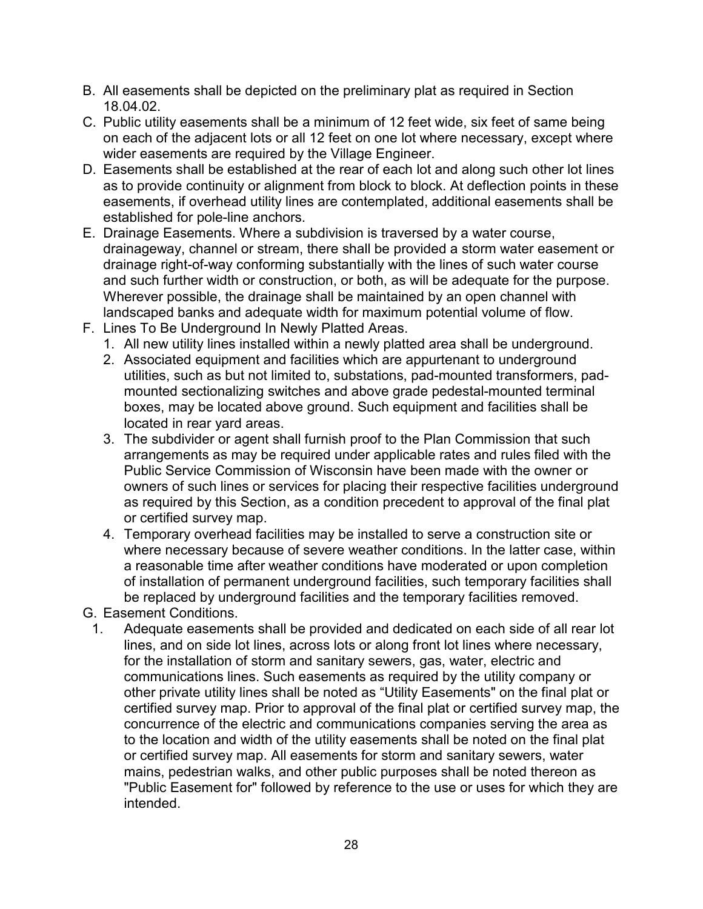B. All easements shall be depicted on the preliminary plat as required in Section 18.04.02.

C. Public utility easements shall be a minimum of 12 feet wide, six feet of same being on each of the adjacent lots or all 12 feet on one lot where necessary, except where wider easements are required by the Village Engineer.

D. Easements shall be established at the rear of each lot and along such other lot lines as to provide continuity or alignment from block to block. At deflection points in these easements, if overhead utility lines are contemplated, additional easements shall be established for pole-line anchors.

E. Drainage Easements. Where a subdivision is traversed by a water course, drainageway, channel or stream, there shall be provided a storm water easement or drainage right-of-way conforming substantially with the lines of such water course and such further width or construction, or both, as will be adequate for the purpose. Wherever possible, the drainage shall be maintained by an open channel with landscaped banks and adequate width for maximum potential volume of flow.

F. Lines To Be Underground In Newly Platted Areas.
   1. All new utility lines installed within a newly platted area shall be underground.
   2. Associated equipment and facilities which are appurtenant to underground utilities, such as but not limited to, substations, pad-mounted transformers, pad-mounted sectionalizing switches and above grade pedestal-mounted terminal boxes, may be located above ground. Such equipment and facilities shall be located in rear yard areas.
   3. The subdivider or agent shall furnish proof to the Plan Commission that such arrangements as may be required under applicable rates and rules filed with the Public Service Commission of Wisconsin have been made with the owner or owners of such lines or services for placing their respective facilities underground as required by this Section, as a condition precedent to approval of the final plat or certified survey map.
   4. Temporary overhead facilities may be installed to serve a construction site or where necessary because of severe weather conditions. In the latter case, within a reasonable time after weather conditions have moderated or upon completion of installation of permanent underground facilities, such temporary facilities shall be replaced by underground facilities and the temporary facilities removed.

G. Easement Conditions.
   1. Adequate easements shall be provided and dedicated on each side of all rear lot lines, and on side lot lines, across lots or along front lot lines where necessary, for the installation of storm and sanitary sewers, gas, water, electric and communications lines. Such easements as required by the utility company or other private utility lines shall be noted as "Utility Easements" on the final plat or certified survey map. Prior to approval of the final plat or certified survey map, the concurrence of the electric and communications companies serving the area as to the location and width of the utility easements shall be noted on the final plat or certified survey map. All easements for storm and sanitary sewers, water mains, pedestrian walks, and other public purposes shall be noted thereon as "Public Easement for" followed by reference to the use or uses for which they are intended.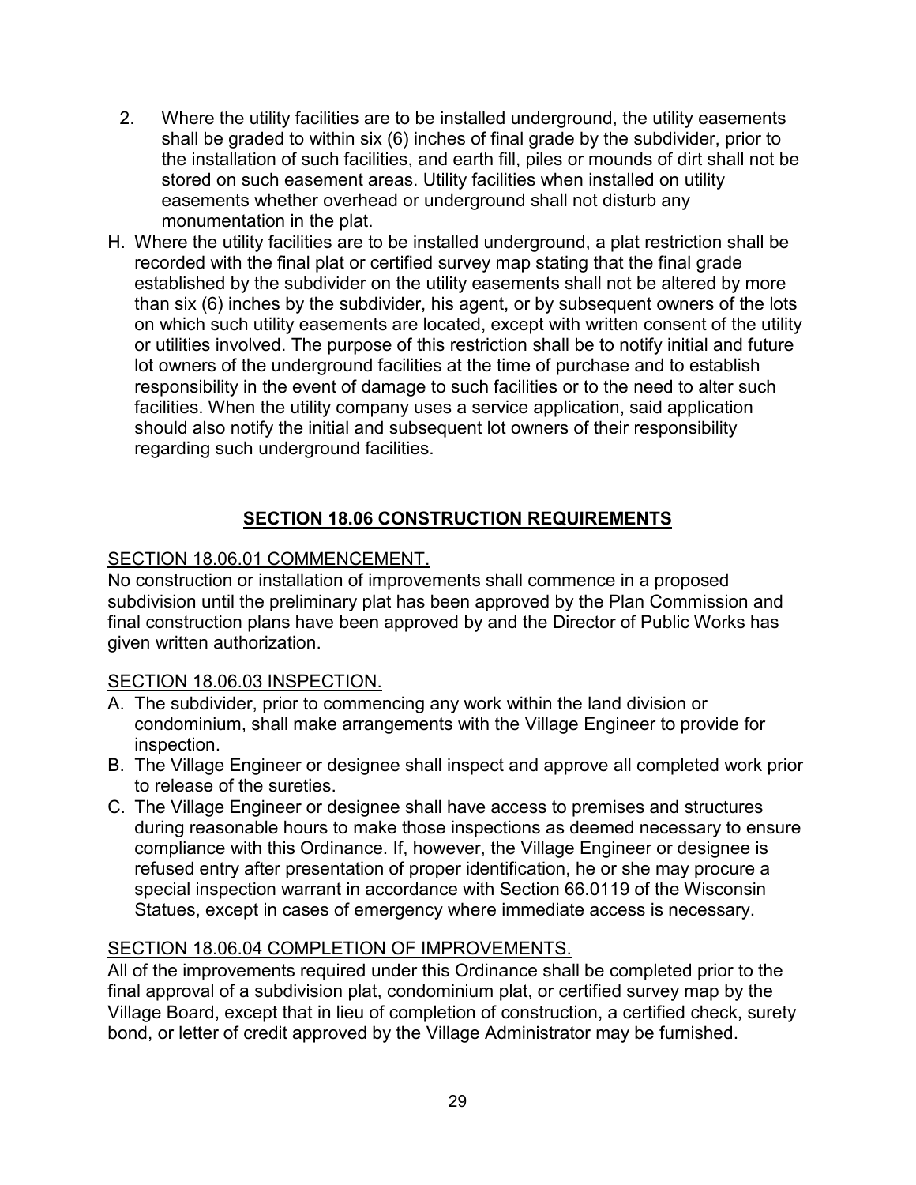2. Where the utility facilities are to be installed underground, the utility easements shall be graded to within six (6) inches of final grade by the subdivider, prior to the installation of such facilities, and earth fill, piles or mounds of dirt shall not be stored on such easement areas. Utility facilities when installed on utility easements whether overhead or underground shall not disturb any monumentation in the plat.

H. Where the utility facilities are to be installed underground, a plat restriction shall be recorded with the final plat or certified survey map stating that the final grade established by the subdivider on the utility easements shall not be altered by more than six (6) inches by the subdivider, his agent, or by subsequent owners of the lots on which such utility easements are located, except with written consent of the utility or utilities involved. The purpose of this restriction shall be to notify initial and future lot owners of the underground facilities at the time of purchase and to establish responsibility in the event of damage to such facilities or to the need to alter such facilities. When the utility company uses a service application, said application should also notify the initial and subsequent lot owners of their responsibility regarding such underground facilities.

## SECTION 18.06 CONSTRUCTION REQUIREMENTS

SECTION 18.06.01 COMMENCEMENT.

No construction or installation of improvements shall commence in a proposed subdivision until the preliminary plat has been approved by the Plan Commission and final construction plans have been approved by and the Director of Public Works has given written authorization.

SECTION 18.06.03 INSPECTION.

A. The subdivider, prior to commencing any work within the land division or condominium, shall make arrangements with the Village Engineer to provide for inspection.
B. The Village Engineer or designee shall inspect and approve all completed work prior to release of the sureties.
C. The Village Engineer or designee shall have access to premises and structures during reasonable hours to make those inspections as deemed necessary to ensure compliance with this Ordinance. If, however, the Village Engineer or designee is refused entry after presentation of proper identification, he or she may procure a special inspection warrant in accordance with Section 66.0119 of the Wisconsin Statues, except in cases of emergency where immediate access is necessary.

SECTION 18.06.04 COMPLETION OF IMPROVEMENTS.

All of the improvements required under this Ordinance shall be completed prior to the final approval of a subdivision plat, condominium plat, or certified survey map by the Village Board, except that in lieu of completion of construction, a certified check, surety bond, or letter of credit approved by the Village Administrator may be furnished.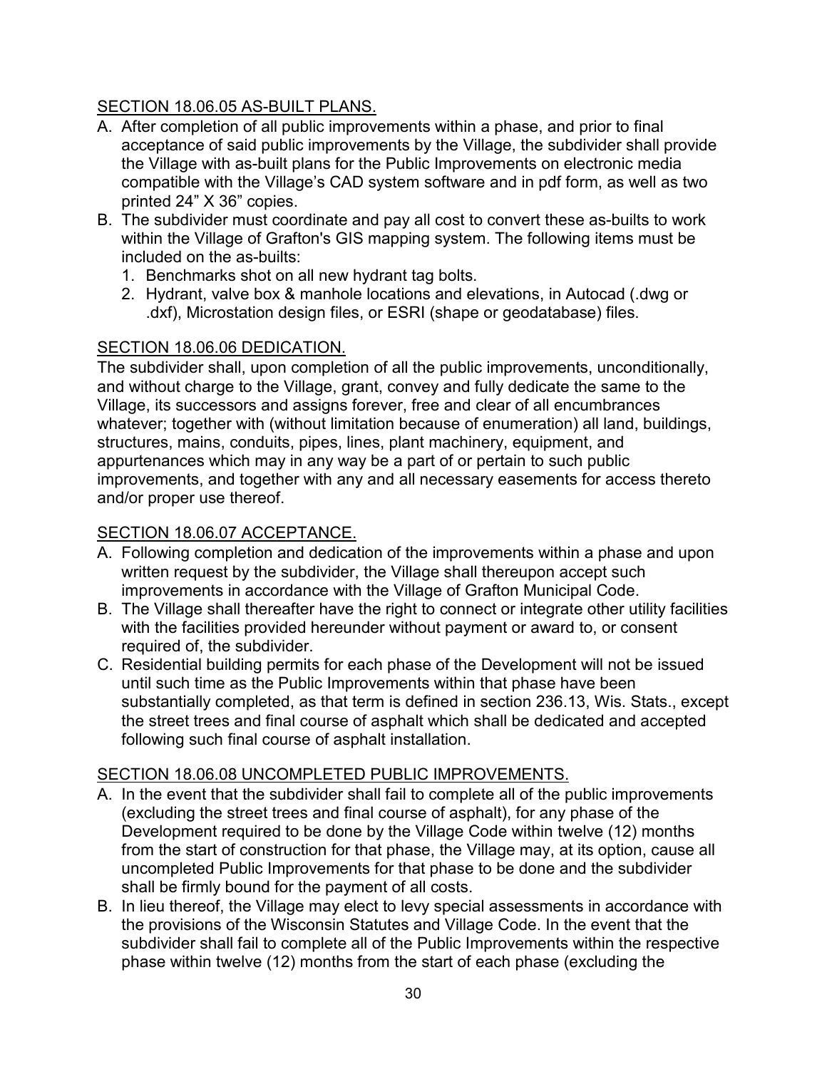SECTION 18.06.05 AS-BUILT PLANS.

A. After completion of all public improvements within a phase, and prior to final acceptance of said public improvements by the Village, the subdivider shall provide the Village with as-built plans for the Public Improvements on electronic media compatible with the Village's CAD system software and in pdf form, as well as two printed 24" X 36" copies.
B. The subdivider must coordinate and pay all cost to convert these as-builts to work within the Village of Grafton's GIS mapping system. The following items must be included on the as-builts:
   1. Benchmarks shot on all new hydrant tag bolts.
   2. Hydrant, valve box & manhole locations and elevations, in Autocad (.dwg or .dxf), Microstation design files, or ESRI (shape or geodatabase) files.

SECTION 18.06.06 DEDICATION.

The subdivider shall, upon completion of all the public improvements, unconditionally, and without charge to the Village, grant, convey and fully dedicate the same to the Village, its successors and assigns forever, free and clear of all encumbrances whatever; together with (without limitation because of enumeration) all land, buildings, structures, mains, conduits, pipes, lines, plant machinery, equipment, and appurtenances which may in any way be a part of or pertain to such public improvements, and together with any and all necessary easements for access thereto and/or proper use thereof.

SECTION 18.06.07 ACCEPTANCE.

A. Following completion and dedication of the improvements within a phase and upon written request by the subdivider, the Village shall thereupon accept such improvements in accordance with the Village of Grafton Municipal Code.
B. The Village shall thereafter have the right to connect or integrate other utility facilities with the facilities provided hereunder without payment or award to, or consent required of, the subdivider.
C. Residential building permits for each phase of the Development will not be issued until such time as the Public Improvements within that phase have been substantially completed, as that term is defined in section 236.13, Wis. Stats., except the street trees and final course of asphalt which shall be dedicated and accepted following such final course of asphalt installation.

SECTION 18.06.08 UNCOMPLETED PUBLIC IMPROVEMENTS.

A. In the event that the subdivider shall fail to complete all of the public improvements (excluding the street trees and final course of asphalt), for any phase of the Development required to be done by the Village Code within twelve (12) months from the start of construction for that phase, the Village may, at its option, cause all uncompleted Public Improvements for that phase to be done and the subdivider shall be firmly bound for the payment of all costs.
B. In lieu thereof, the Village may elect to levy special assessments in accordance with the provisions of the Wisconsin Statutes and Village Code. In the event that the subdivider shall fail to complete all of the Public Improvements within the respective phase within twelve (12) months from the start of each phase (excluding the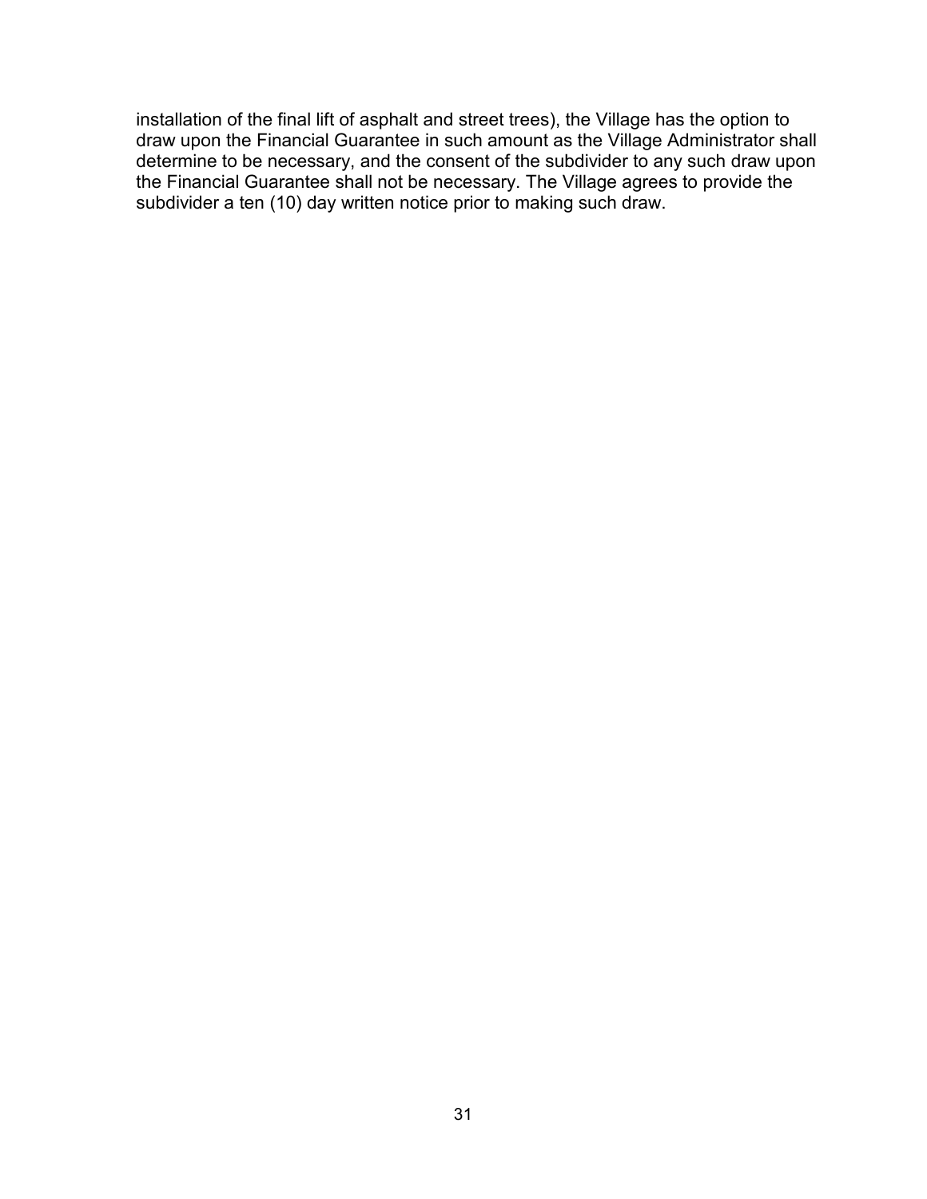installation of the final lift of asphalt and street trees), the Village has the option to draw upon the Financial Guarantee in such amount as the Village Administrator shall determine to be necessary, and the consent of the subdivider to any such draw upon the Financial Guarantee shall not be necessary. The Village agrees to provide the subdivider a ten (10) day written notice prior to making such draw.